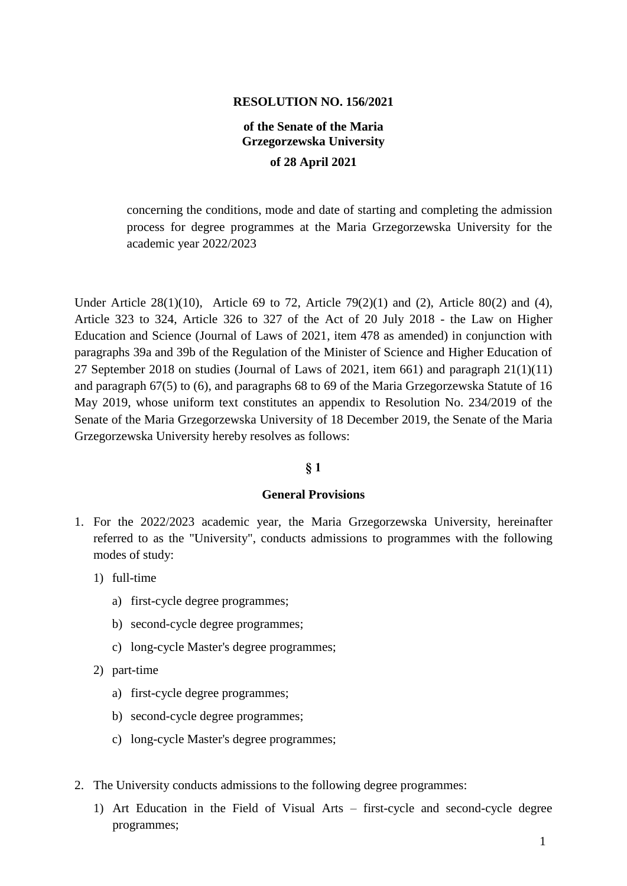**RESOLUTION NO. 156/2021**

**of the Senate of the Maria Grzegorzewska University**

**of 28 April 2021**

concerning the conditions, mode and date of starting and completing the admission process for degree programmes at the Maria Grzegorzewska University for the academic year 2022/2023

Under Article 28(1)(10), Article 69 to 72, Article 79(2)(1) and (2), Article 80(2) and (4), Article 323 to 324, Article 326 to 327 of the Act of 20 July 2018 - the Law on Higher Education and Science (Journal of Laws of 2021, item 478 as amended) in conjunction with paragraphs 39a and 39b of the Regulation of the Minister of Science and Higher Education of 27 September 2018 on studies (Journal of Laws of 2021, item 661) and paragraph 21(1)(11) and paragraph 67(5) to (6), and paragraphs 68 to 69 of the Maria Grzegorzewska Statute of 16 May 2019, whose uniform text constitutes an appendix to Resolution No. 234/2019 of the Senate of the Maria Grzegorzewska University of 18 December 2019, the Senate of the Maria Grzegorzewska University hereby resolves as follows:

**§ 1**

**General Provisions**

1. For the 2022/2023 academic year, the Maria Grzegorzewska University, hereinafter referred to as the "University", conducts admissions to programmes with the following modes of study:
   1) full-time
      a) first-cycle degree programmes;
      b) second-cycle degree programmes;
      c) long-cycle Master's degree programmes;
   2) part-time
      a) first-cycle degree programmes;
      b) second-cycle degree programmes;
      c) long-cycle Master's degree programmes;

2. The University conducts admissions to the following degree programmes:
   1) Art Education in the Field of Visual Arts – first-cycle and second-cycle degree programmes;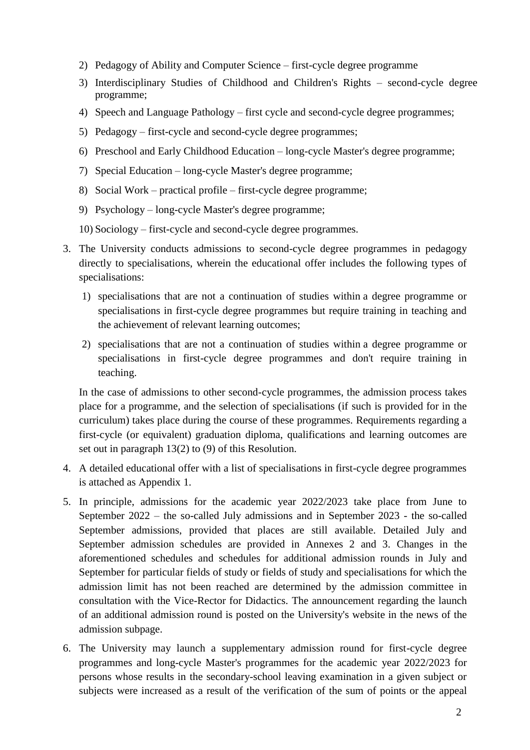2) Pedagogy of Ability and Computer Science – first-cycle degree programme
3) Interdisciplinary Studies of Childhood and Children's Rights – second-cycle degree programme;
4) Speech and Language Pathology – first cycle and second-cycle degree programmes;
5) Pedagogy – first-cycle and second-cycle degree programmes;
6) Preschool and Early Childhood Education – long-cycle Master's degree programme;
7) Special Education – long-cycle Master's degree programme;
8) Social Work – practical profile – first-cycle degree programme;
9) Psychology – long-cycle Master's degree programme;
10) Sociology – first-cycle and second-cycle degree programmes.

3. The University conducts admissions to second-cycle degree programmes in pedagogy directly to specialisations, wherein the educational offer includes the following types of specialisations:
   1) specialisations that are not a continuation of studies within a degree programme or specialisations in first-cycle degree programmes but require training in teaching and the achievement of relevant learning outcomes;
   2) specialisations that are not a continuation of studies within a degree programme or specialisations in first-cycle degree programmes and don't require training in teaching.

   In the case of admissions to other second-cycle programmes, the admission process takes place for a programme, and the selection of specialisations (if such is provided for in the curriculum) takes place during the course of these programmes. Requirements regarding a first-cycle (or equivalent) graduation diploma, qualifications and learning outcomes are set out in paragraph 13(2) to (9) of this Resolution.

4. A detailed educational offer with a list of specialisations in first-cycle degree programmes is attached as Appendix 1.

5. In principle, admissions for the academic year 2022/2023 take place from June to September 2022 – the so-called July admissions and in September 2023 - the so-called September admissions, provided that places are still available. Detailed July and September admission schedules are provided in Annexes 2 and 3. Changes in the aforementioned schedules and schedules for additional admission rounds in July and September for particular fields of study or fields of study and specialisations for which the admission limit has not been reached are determined by the admission committee in consultation with the Vice-Rector for Didactics. The announcement regarding the launch of an additional admission round is posted on the University's website in the news of the admission subpage.

6. The University may launch a supplementary admission round for first-cycle degree programmes and long-cycle Master's programmes for the academic year 2022/2023 for persons whose results in the secondary-school leaving examination in a given subject or subjects were increased as a result of the verification of the sum of points or the appeal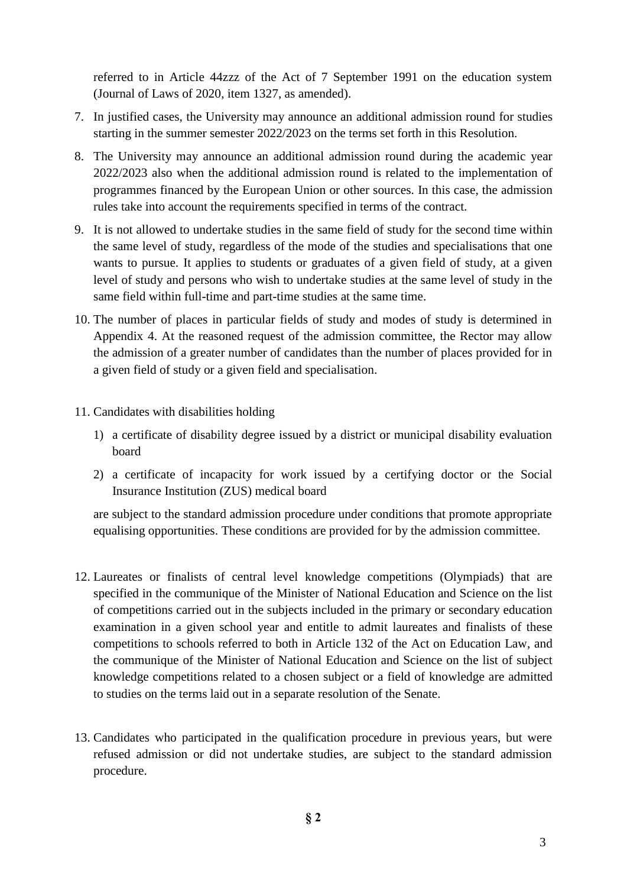referred to in Article 44zzz of the Act of 7 September 1991 on the education system (Journal of Laws of 2020, item 1327, as amended).

7. In justified cases, the University may announce an additional admission round for studies starting in the summer semester 2022/2023 on the terms set forth in this Resolution.
8. The University may announce an additional admission round during the academic year 2022/2023 also when the additional admission round is related to the implementation of programmes financed by the European Union or other sources. In this case, the admission rules take into account the requirements specified in terms of the contract.
9. It is not allowed to undertake studies in the same field of study for the second time within the same level of study, regardless of the mode of the studies and specialisations that one wants to pursue. It applies to students or graduates of a given field of study, at a given level of study and persons who wish to undertake studies at the same level of study in the same field within full-time and part-time studies at the same time.
10. The number of places in particular fields of study and modes of study is determined in Appendix 4. At the reasoned request of the admission committee, the Rector may allow the admission of a greater number of candidates than the number of places provided for in a given field of study or a given field and specialisation.
11. Candidates with disabilities holding
    1) a certificate of disability degree issued by a district or municipal disability evaluation board
    2) a certificate of incapacity for work issued by a certifying doctor or the Social Insurance Institution (ZUS) medical board

    are subject to the standard admission procedure under conditions that promote appropriate equalising opportunities. These conditions are provided for by the admission committee.
12. Laureates or finalists of central level knowledge competitions (Olympiads) that are specified in the communique of the Minister of National Education and Science on the list of competitions carried out in the subjects included in the primary or secondary education examination in a given school year and entitle to admit laureates and finalists of these competitions to schools referred to both in Article 132 of the Act on Education Law, and the communique of the Minister of National Education and Science on the list of subject knowledge competitions related to a chosen subject or a field of knowledge are admitted to studies on the terms laid out in a separate resolution of the Senate.
13. Candidates who participated in the qualification procedure in previous years, but were refused admission or did not undertake studies, are subject to the standard admission procedure.

**§ 2**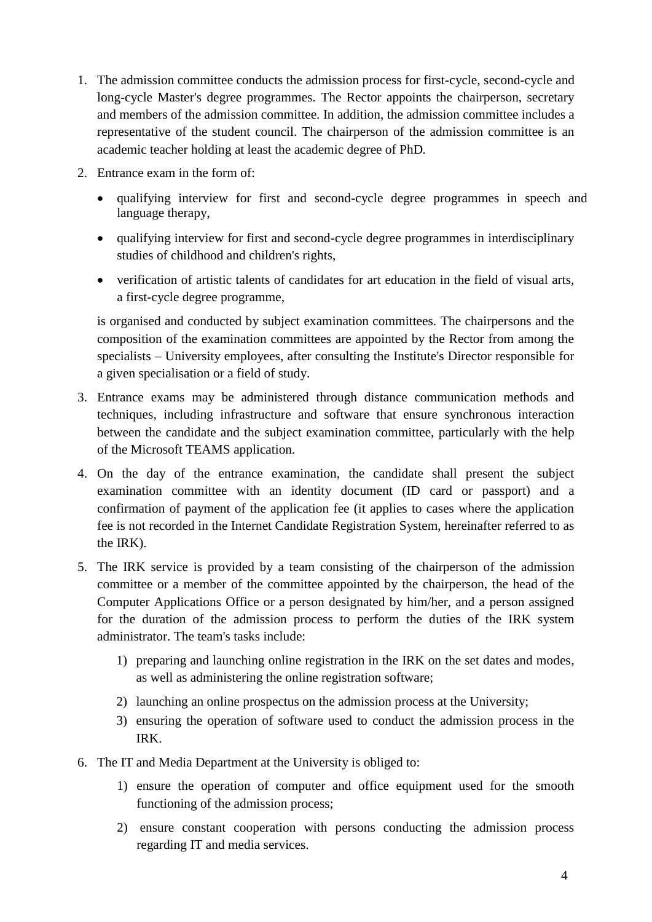1. The admission committee conducts the admission process for first-cycle, second-cycle and long-cycle Master's degree programmes. The Rector appoints the chairperson, secretary and members of the admission committee. In addition, the admission committee includes a representative of the student council. The chairperson of the admission committee is an academic teacher holding at least the academic degree of PhD.
2. Entrance exam in the form of:
   - qualifying interview for first and second-cycle degree programmes in speech and language therapy,
   - qualifying interview for first and second-cycle degree programmes in interdisciplinary studies of childhood and children's rights,
   - verification of artistic talents of candidates for art education in the field of visual arts, a first-cycle degree programme,

   is organised and conducted by subject examination committees. The chairpersons and the composition of the examination committees are appointed by the Rector from among the specialists – University employees, after consulting the Institute's Director responsible for a given specialisation or a field of study.
3. Entrance exams may be administered through distance communication methods and techniques, including infrastructure and software that ensure synchronous interaction between the candidate and the subject examination committee, particularly with the help of the Microsoft TEAMS application.
4. On the day of the entrance examination, the candidate shall present the subject examination committee with an identity document (ID card or passport) and a confirmation of payment of the application fee (it applies to cases where the application fee is not recorded in the Internet Candidate Registration System, hereinafter referred to as the IRK).
5. The IRK service is provided by a team consisting of the chairperson of the admission committee or a member of the committee appointed by the chairperson, the head of the Computer Applications Office or a person designated by him/her, and a person assigned for the duration of the admission process to perform the duties of the IRK system administrator. The team's tasks include:
   1) preparing and launching online registration in the IRK on the set dates and modes, as well as administering the online registration software;
   2) launching an online prospectus on the admission process at the University;
   3) ensuring the operation of software used to conduct the admission process in the IRK.
6. The IT and Media Department at the University is obliged to:
   1) ensure the operation of computer and office equipment used for the smooth functioning of the admission process;
   2) ensure constant cooperation with persons conducting the admission process regarding IT and media services.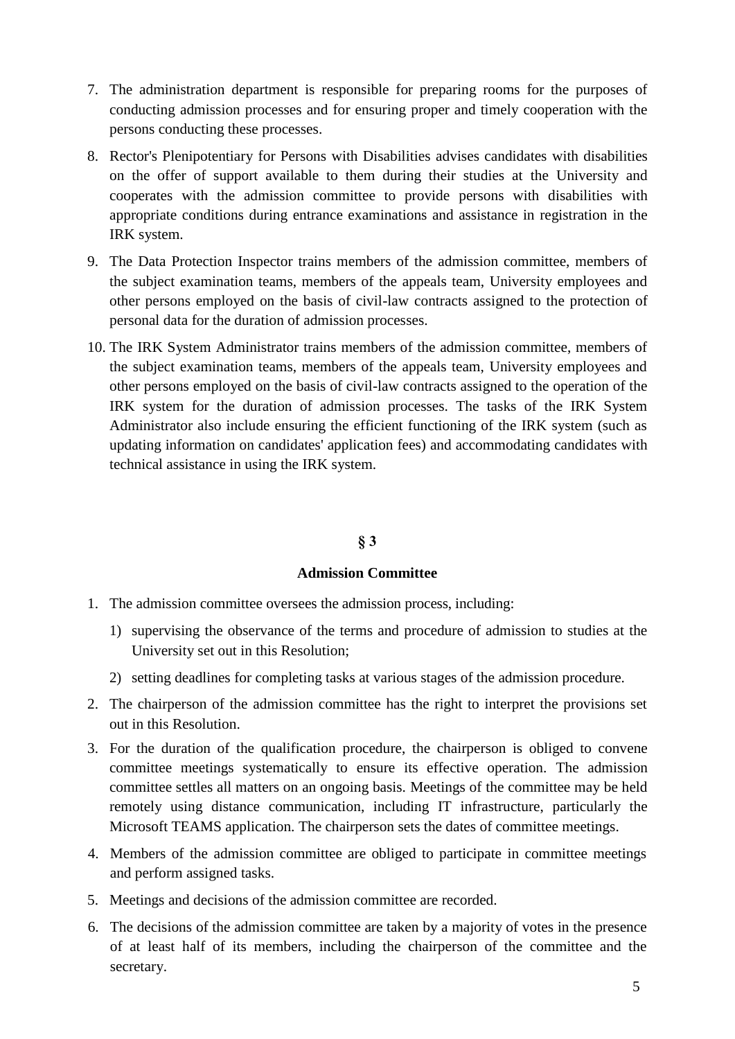7. The administration department is responsible for preparing rooms for the purposes of conducting admission processes and for ensuring proper and timely cooperation with the persons conducting these processes.
8. Rector's Plenipotentiary for Persons with Disabilities advises candidates with disabilities on the offer of support available to them during their studies at the University and cooperates with the admission committee to provide persons with disabilities with appropriate conditions during entrance examinations and assistance in registration in the IRK system.
9. The Data Protection Inspector trains members of the admission committee, members of the subject examination teams, members of the appeals team, University employees and other persons employed on the basis of civil-law contracts assigned to the protection of personal data for the duration of admission processes.
10. The IRK System Administrator trains members of the admission committee, members of the subject examination teams, members of the appeals team, University employees and other persons employed on the basis of civil-law contracts assigned to the operation of the IRK system for the duration of admission processes. The tasks of the IRK System Administrator also include ensuring the efficient functioning of the IRK system (such as updating information on candidates' application fees) and accommodating candidates with technical assistance in using the IRK system.

## § 3

## Admission Committee

1. The admission committee oversees the admission process, including:
   1) supervising the observance of the terms and procedure of admission to studies at the University set out in this Resolution;
   2) setting deadlines for completing tasks at various stages of the admission procedure.
2. The chairperson of the admission committee has the right to interpret the provisions set out in this Resolution.
3. For the duration of the qualification procedure, the chairperson is obliged to convene committee meetings systematically to ensure its effective operation. The admission committee settles all matters on an ongoing basis. Meetings of the committee may be held remotely using distance communication, including IT infrastructure, particularly the Microsoft TEAMS application. The chairperson sets the dates of committee meetings.
4. Members of the admission committee are obliged to participate in committee meetings and perform assigned tasks.
5. Meetings and decisions of the admission committee are recorded.
6. The decisions of the admission committee are taken by a majority of votes in the presence of at least half of its members, including the chairperson of the committee and the secretary.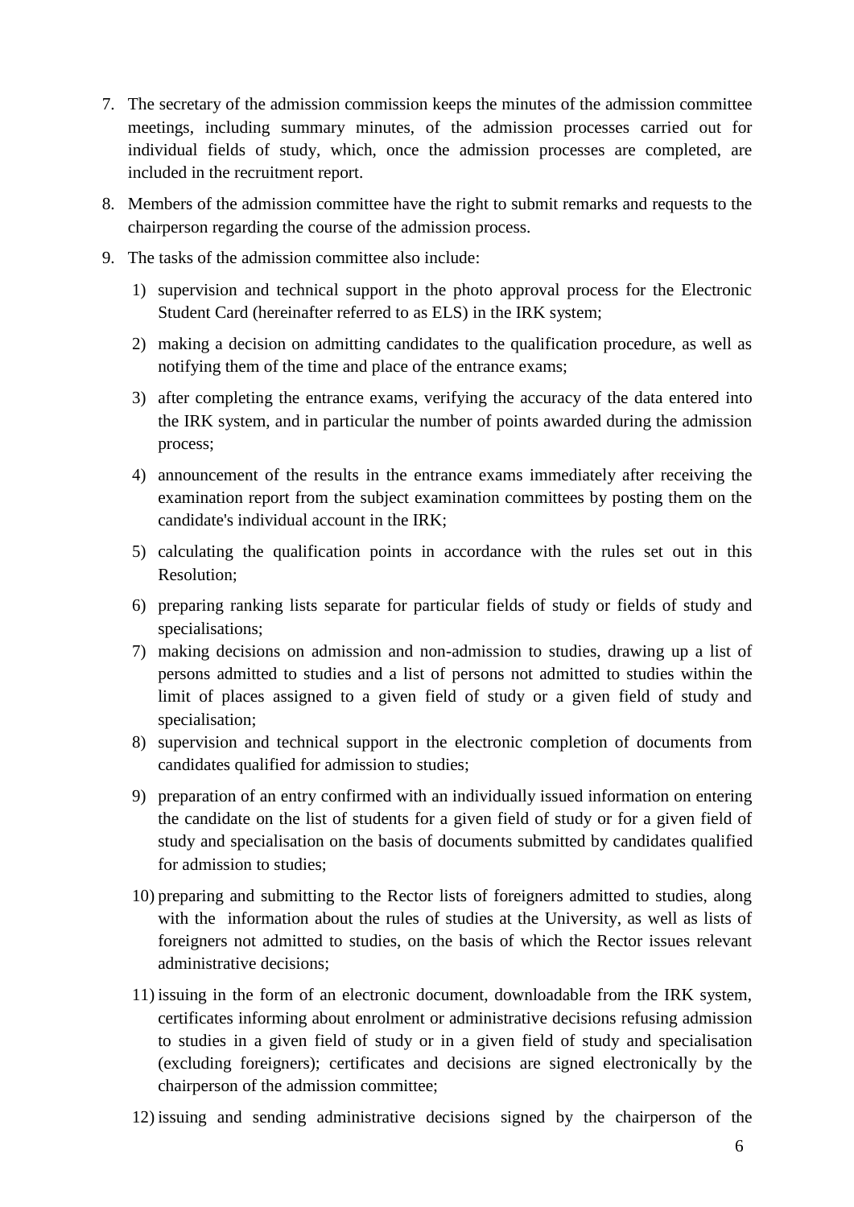7. The secretary of the admission commission keeps the minutes of the admission committee meetings, including summary minutes, of the admission processes carried out for individual fields of study, which, once the admission processes are completed, are included in the recruitment report.
8. Members of the admission committee have the right to submit remarks and requests to the chairperson regarding the course of the admission process.
9. The tasks of the admission committee also include:
   1) supervision and technical support in the photo approval process for the Electronic Student Card (hereinafter referred to as ELS) in the IRK system;
   2) making a decision on admitting candidates to the qualification procedure, as well as notifying them of the time and place of the entrance exams;
   3) after completing the entrance exams, verifying the accuracy of the data entered into the IRK system, and in particular the number of points awarded during the admission process;
   4) announcement of the results in the entrance exams immediately after receiving the examination report from the subject examination committees by posting them on the candidate's individual account in the IRK;
   5) calculating the qualification points in accordance with the rules set out in this Resolution;
   6) preparing ranking lists separate for particular fields of study or fields of study and specialisations;
   7) making decisions on admission and non-admission to studies, drawing up a list of persons admitted to studies and a list of persons not admitted to studies within the limit of places assigned to a given field of study or a given field of study and specialisation;
   8) supervision and technical support in the electronic completion of documents from candidates qualified for admission to studies;
   9) preparation of an entry confirmed with an individually issued information on entering the candidate on the list of students for a given field of study or for a given field of study and specialisation on the basis of documents submitted by candidates qualified for admission to studies;
   10) preparing and submitting to the Rector lists of foreigners admitted to studies, along with the information about the rules of studies at the University, as well as lists of foreigners not admitted to studies, on the basis of which the Rector issues relevant administrative decisions;
   11) issuing in the form of an electronic document, downloadable from the IRK system, certificates informing about enrolment or administrative decisions refusing admission to studies in a given field of study or in a given field of study and specialisation (excluding foreigners); certificates and decisions are signed electronically by the chairperson of the admission committee;
   12) issuing and sending administrative decisions signed by the chairperson of the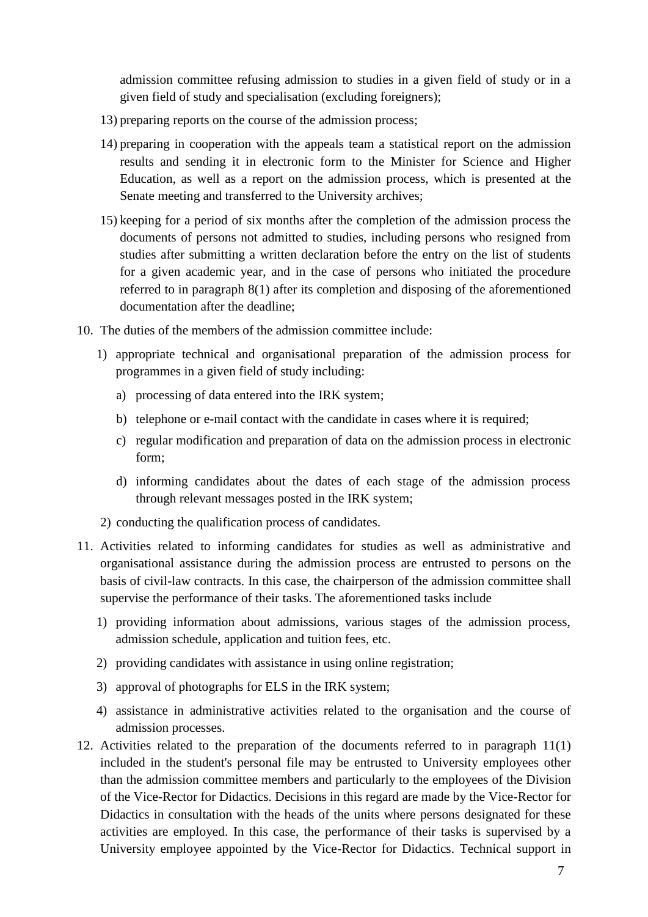admission committee refusing admission to studies in a given field of study or in a given field of study and specialisation (excluding foreigners);

13) preparing reports on the course of the admission process;

14) preparing in cooperation with the appeals team a statistical report on the admission results and sending it in electronic form to the Minister for Science and Higher Education, as well as a report on the admission process, which is presented at the Senate meeting and transferred to the University archives;

15) keeping for a period of six months after the completion of the admission process the documents of persons not admitted to studies, including persons who resigned from studies after submitting a written declaration before the entry on the list of students for a given academic year, and in the case of persons who initiated the procedure referred to in paragraph 8(1) after its completion and disposing of the aforementioned documentation after the deadline;

10. The duties of the members of the admission committee include:

    1) appropriate technical and organisational preparation of the admission process for programmes in a given field of study including:

        a) processing of data entered into the IRK system;

        b) telephone or e-mail contact with the candidate in cases where it is required;

        c) regular modification and preparation of data on the admission process in electronic form;

        d) informing candidates about the dates of each stage of the admission process through relevant messages posted in the IRK system;

    2) conducting the qualification process of candidates.

11. Activities related to informing candidates for studies as well as administrative and organisational assistance during the admission process are entrusted to persons on the basis of civil-law contracts. In this case, the chairperson of the admission committee shall supervise the performance of their tasks. The aforementioned tasks include

    1) providing information about admissions, various stages of the admission process, admission schedule, application and tuition fees, etc.

    2) providing candidates with assistance in using online registration;

    3) approval of photographs for ELS in the IRK system;

    4) assistance in administrative activities related to the organisation and the course of admission processes.

12. Activities related to the preparation of the documents referred to in paragraph 11(1) included in the student's personal file may be entrusted to University employees other than the admission committee members and particularly to the employees of the Division of the Vice-Rector for Didactics. Decisions in this regard are made by the Vice-Rector for Didactics in consultation with the heads of the units where persons designated for these activities are employed. In this case, the performance of their tasks is supervised by a University employee appointed by the Vice-Rector for Didactics. Technical support in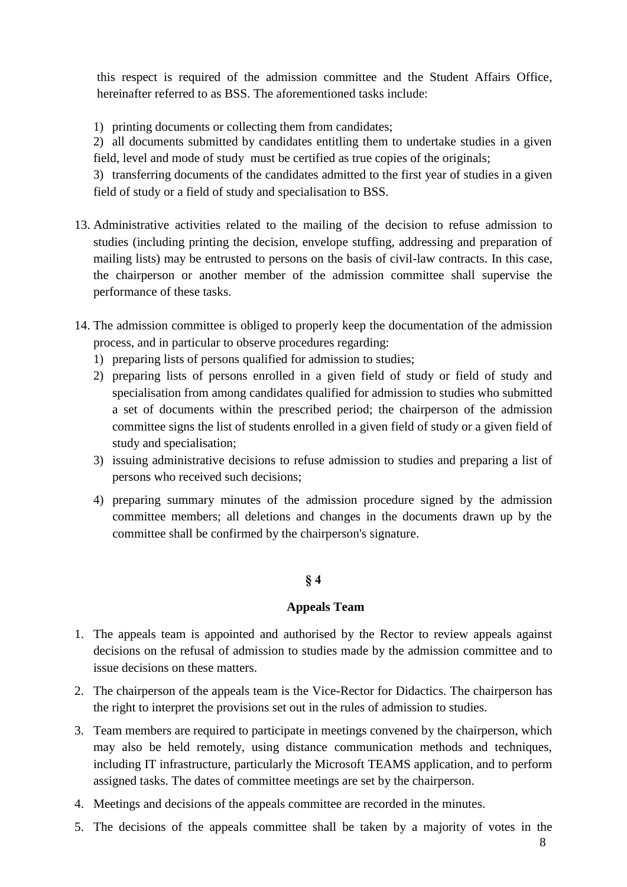this respect is required of the admission committee and the Student Affairs Office, hereinafter referred to as BSS. The aforementioned tasks include:

1) printing documents or collecting them from candidates;
2) all documents submitted by candidates entitling them to undertake studies in a given field, level and mode of study must be certified as true copies of the originals;
3) transferring documents of the candidates admitted to the first year of studies in a given field of study or a field of study and specialisation to BSS.

13. Administrative activities related to the mailing of the decision to refuse admission to studies (including printing the decision, envelope stuffing, addressing and preparation of mailing lists) may be entrusted to persons on the basis of civil-law contracts. In this case, the chairperson or another member of the admission committee shall supervise the performance of these tasks.

14. The admission committee is obliged to properly keep the documentation of the admission process, and in particular to observe procedures regarding:
    1) preparing lists of persons qualified for admission to studies;
    2) preparing lists of persons enrolled in a given field of study or field of study and specialisation from among candidates qualified for admission to studies who submitted a set of documents within the prescribed period; the chairperson of the admission committee signs the list of students enrolled in a given field of study or a given field of study and specialisation;
    3) issuing administrative decisions to refuse admission to studies and preparing a list of persons who received such decisions;
    4) preparing summary minutes of the admission procedure signed by the admission committee members; all deletions and changes in the documents drawn up by the committee shall be confirmed by the chairperson's signature.

## § 4

## Appeals Team

1. The appeals team is appointed and authorised by the Rector to review appeals against decisions on the refusal of admission to studies made by the admission committee and to issue decisions on these matters.
2. The chairperson of the appeals team is the Vice-Rector for Didactics. The chairperson has the right to interpret the provisions set out in the rules of admission to studies.
3. Team members are required to participate in meetings convened by the chairperson, which may also be held remotely, using distance communication methods and techniques, including IT infrastructure, particularly the Microsoft TEAMS application, and to perform assigned tasks. The dates of committee meetings are set by the chairperson.
4. Meetings and decisions of the appeals committee are recorded in the minutes.
5. The decisions of the appeals committee shall be taken by a majority of votes in the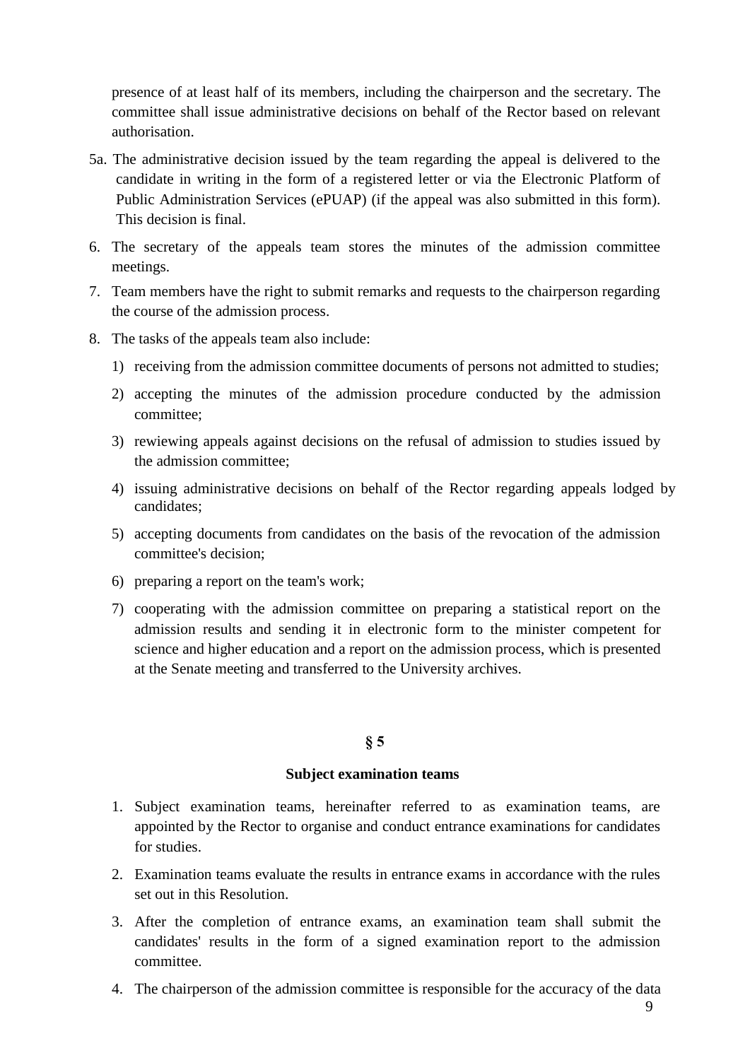presence of at least half of its members, including the chairperson and the secretary. The committee shall issue administrative decisions on behalf of the Rector based on relevant authorisation.

5a. The administrative decision issued by the team regarding the appeal is delivered to the candidate in writing in the form of a registered letter or via the Electronic Platform of Public Administration Services (ePUAP) (if the appeal was also submitted in this form). This decision is final.

6. The secretary of the appeals team stores the minutes of the admission committee meetings.
7. Team members have the right to submit remarks and requests to the chairperson regarding the course of the admission process.
8. The tasks of the appeals team also include:
   1) receiving from the admission committee documents of persons not admitted to studies;
   2) accepting the minutes of the admission procedure conducted by the admission committee;
   3) rewiewing appeals against decisions on the refusal of admission to studies issued by the admission committee;
   4) issuing administrative decisions on behalf of the Rector regarding appeals lodged by candidates;
   5) accepting documents from candidates on the basis of the revocation of the admission committee's decision;
   6) preparing a report on the team's work;
   7) cooperating with the admission committee on preparing a statistical report on the admission results and sending it in electronic form to the minister competent for science and higher education and a report on the admission process, which is presented at the Senate meeting and transferred to the University archives.

## § 5

### Subject examination teams

1. Subject examination teams, hereinafter referred to as examination teams, are appointed by the Rector to organise and conduct entrance examinations for candidates for studies.
2. Examination teams evaluate the results in entrance exams in accordance with the rules set out in this Resolution.
3. After the completion of entrance exams, an examination team shall submit the candidates' results in the form of a signed examination report to the admission committee.
4. The chairperson of the admission committee is responsible for the accuracy of the data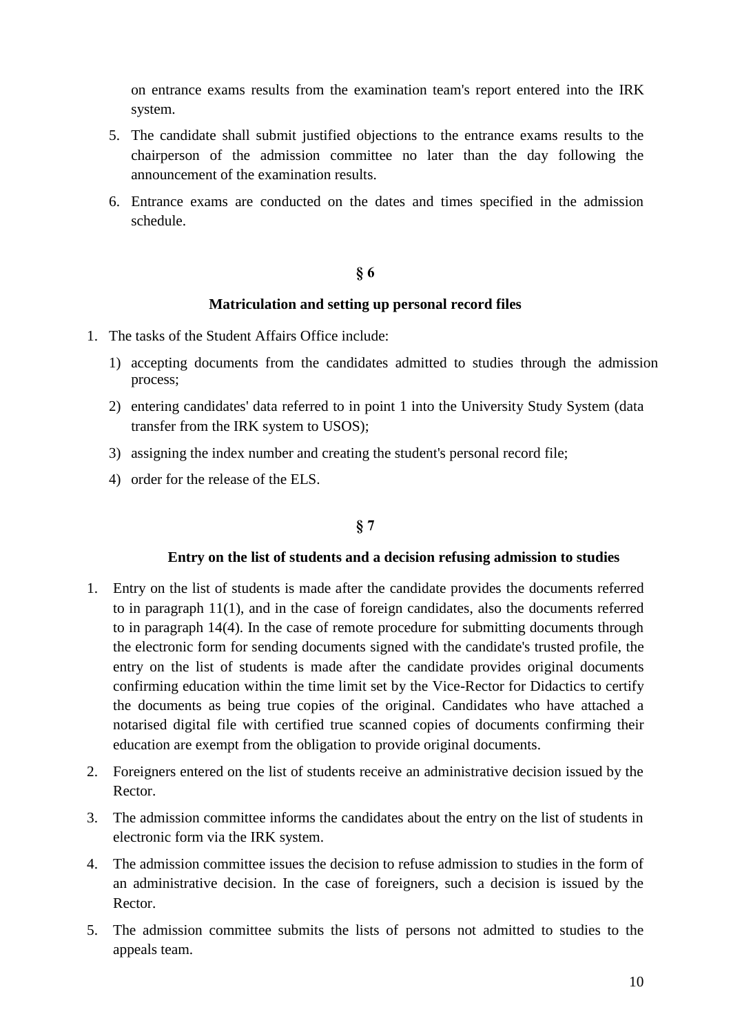on entrance exams results from the examination team's report entered into the IRK system.

5. The candidate shall submit justified objections to the entrance exams results to the chairperson of the admission committee no later than the day following the announcement of the examination results.
6. Entrance exams are conducted on the dates and times specified in the admission schedule.

## § 6

### Matriculation and setting up personal record files

1. The tasks of the Student Affairs Office include:
   1) accepting documents from the candidates admitted to studies through the admission process;
   2) entering candidates' data referred to in point 1 into the University Study System (data transfer from the IRK system to USOS);
   3) assigning the index number and creating the student's personal record file;
   4) order for the release of the ELS.

## § 7

### Entry on the list of students and a decision refusing admission to studies

1. Entry on the list of students is made after the candidate provides the documents referred to in paragraph 11(1), and in the case of foreign candidates, also the documents referred to in paragraph 14(4). In the case of remote procedure for submitting documents through the electronic form for sending documents signed with the candidate's trusted profile, the entry on the list of students is made after the candidate provides original documents confirming education within the time limit set by the Vice-Rector for Didactics to certify the documents as being true copies of the original. Candidates who have attached a notarised digital file with certified true scanned copies of documents confirming their education are exempt from the obligation to provide original documents.
2. Foreigners entered on the list of students receive an administrative decision issued by the Rector.
3. The admission committee informs the candidates about the entry on the list of students in electronic form via the IRK system.
4. The admission committee issues the decision to refuse admission to studies in the form of an administrative decision. In the case of foreigners, such a decision is issued by the Rector.
5. The admission committee submits the lists of persons not admitted to studies to the appeals team.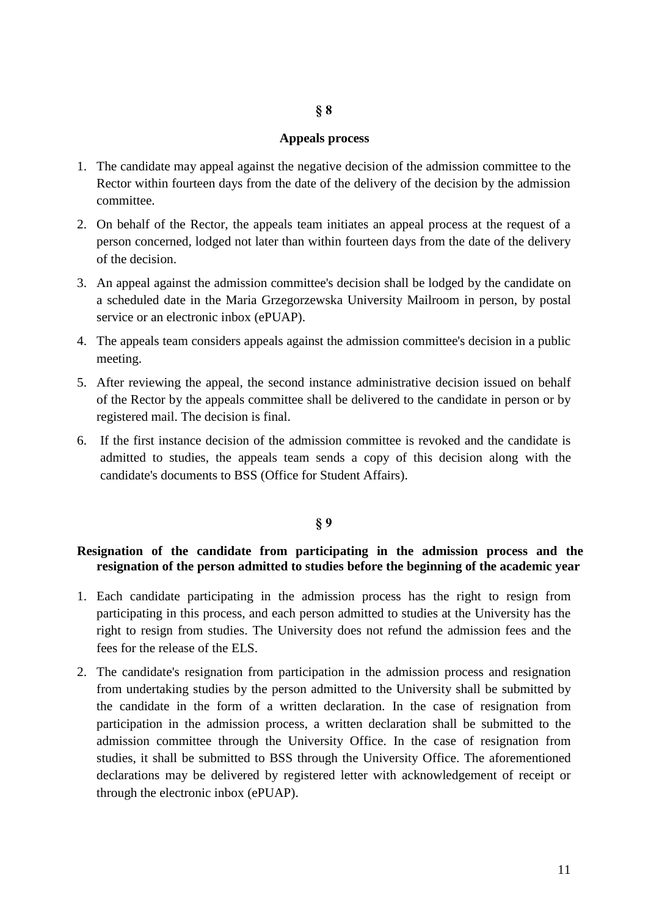## § 8

## Appeals process

1. The candidate may appeal against the negative decision of the admission committee to the Rector within fourteen days from the date of the delivery of the decision by the admission committee.
2. On behalf of the Rector, the appeals team initiates an appeal process at the request of a person concerned, lodged not later than within fourteen days from the date of the delivery of the decision.
3. An appeal against the admission committee's decision shall be lodged by the candidate on a scheduled date in the Maria Grzegorzewska University Mailroom in person, by postal service or an electronic inbox (ePUAP).
4. The appeals team considers appeals against the admission committee's decision in a public meeting.
5. After reviewing the appeal, the second instance administrative decision issued on behalf of the Rector by the appeals committee shall be delivered to the candidate in person or by registered mail. The decision is final.
6. If the first instance decision of the admission committee is revoked and the candidate is admitted to studies, the appeals team sends a copy of this decision along with the candidate's documents to BSS (Office for Student Affairs).

## § 9

## Resignation of the candidate from participating in the admission process and the resignation of the person admitted to studies before the beginning of the academic year

1. Each candidate participating in the admission process has the right to resign from participating in this process, and each person admitted to studies at the University has the right to resign from studies. The University does not refund the admission fees and the fees for the release of the ELS.
2. The candidate's resignation from participation in the admission process and resignation from undertaking studies by the person admitted to the University shall be submitted by the candidate in the form of a written declaration. In the case of resignation from participation in the admission process, a written declaration shall be submitted to the admission committee through the University Office. In the case of resignation from studies, it shall be submitted to BSS through the University Office. The aforementioned declarations may be delivered by registered letter with acknowledgement of receipt or through the electronic inbox (ePUAP).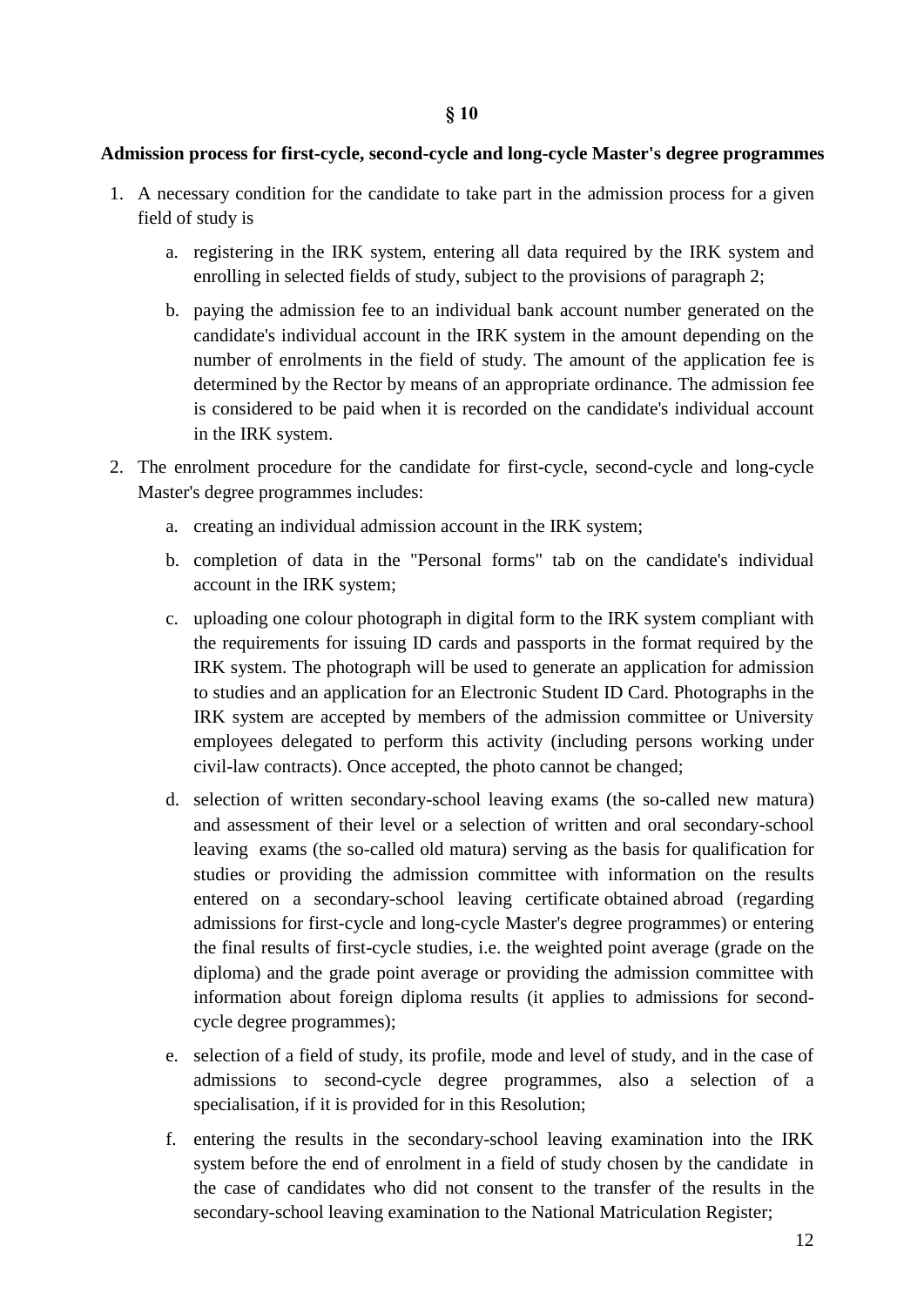## § 10

**Admission process for first-cycle, second-cycle and long-cycle Master's degree programmes**

1. A necessary condition for the candidate to take part in the admission process for a given field of study is
   a. registering in the IRK system, entering all data required by the IRK system and enrolling in selected fields of study, subject to the provisions of paragraph 2;
   b. paying the admission fee to an individual bank account number generated on the candidate's individual account in the IRK system in the amount depending on the number of enrolments in the field of study. The amount of the application fee is determined by the Rector by means of an appropriate ordinance. The admission fee is considered to be paid when it is recorded on the candidate's individual account in the IRK system.
2. The enrolment procedure for the candidate for first-cycle, second-cycle and long-cycle Master's degree programmes includes:
   a. creating an individual admission account in the IRK system;
   b. completion of data in the "Personal forms" tab on the candidate's individual account in the IRK system;
   c. uploading one colour photograph in digital form to the IRK system compliant with the requirements for issuing ID cards and passports in the format required by the IRK system. The photograph will be used to generate an application for admission to studies and an application for an Electronic Student ID Card. Photographs in the IRK system are accepted by members of the admission committee or University employees delegated to perform this activity (including persons working under civil-law contracts). Once accepted, the photo cannot be changed;
   d. selection of written secondary-school leaving exams (the so-called new matura) and assessment of their level or a selection of written and oral secondary-school leaving exams (the so-called old matura) serving as the basis for qualification for studies or providing the admission committee with information on the results entered on a secondary-school leaving certificate obtained abroad (regarding admissions for first-cycle and long-cycle Master's degree programmes) or entering the final results of first-cycle studies, i.e. the weighted point average (grade on the diploma) and the grade point average or providing the admission committee with information about foreign diploma results (it applies to admissions for second-cycle degree programmes);
   e. selection of a field of study, its profile, mode and level of study, and in the case of admissions to second-cycle degree programmes, also a selection of a specialisation, if it is provided for in this Resolution;
   f. entering the results in the secondary-school leaving examination into the IRK system before the end of enrolment in a field of study chosen by the candidate in the case of candidates who did not consent to the transfer of the results in the secondary-school leaving examination to the National Matriculation Register;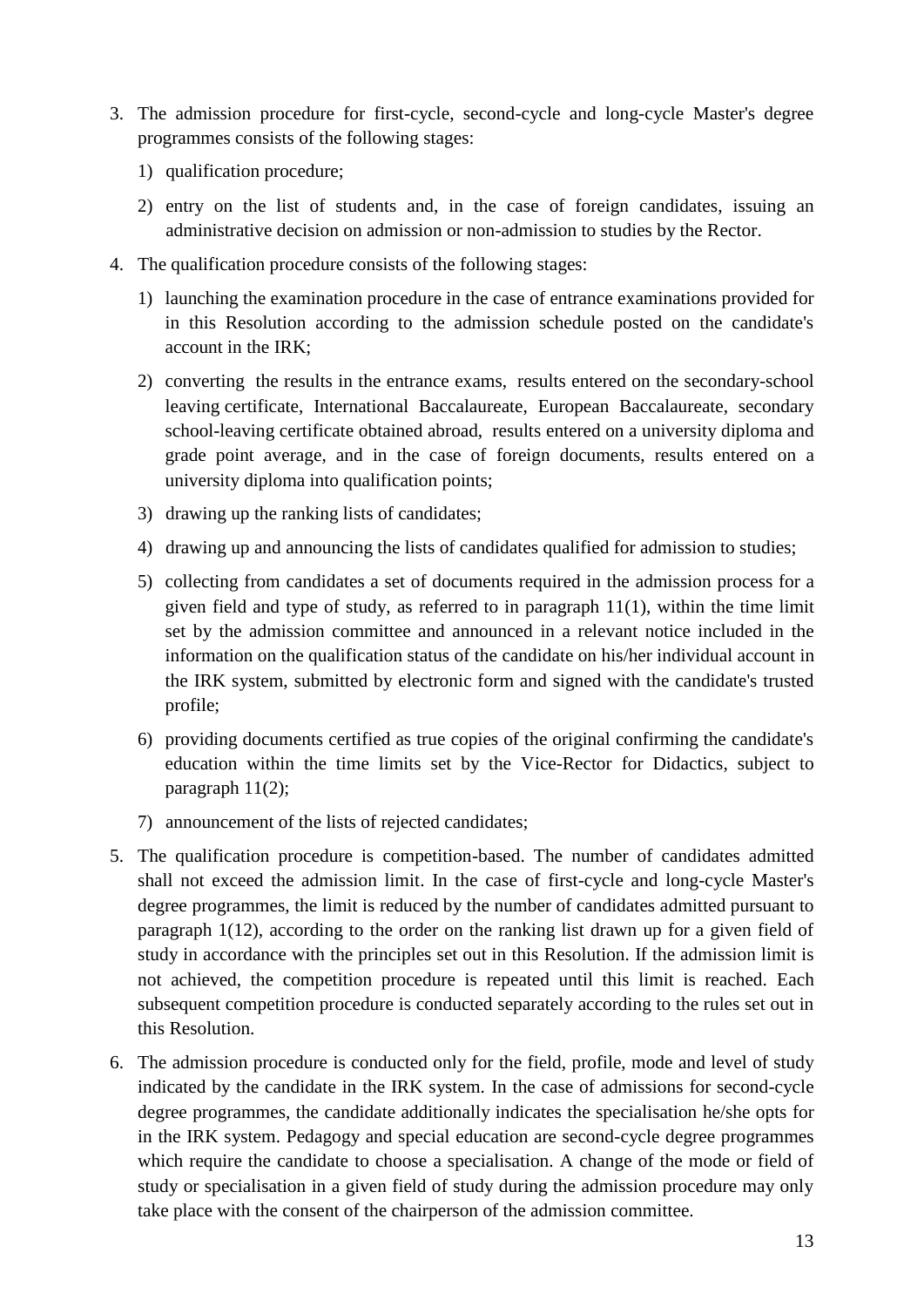3. The admission procedure for first-cycle, second-cycle and long-cycle Master's degree programmes consists of the following stages:
   1) qualification procedure;
   2) entry on the list of students and, in the case of foreign candidates, issuing an administrative decision on admission or non-admission to studies by the Rector.
4. The qualification procedure consists of the following stages:
   1) launching the examination procedure in the case of entrance examinations provided for in this Resolution according to the admission schedule posted on the candidate's account in the IRK;
   2) converting the results in the entrance exams, results entered on the secondary-school leaving certificate, International Baccalaureate, European Baccalaureate, secondary school-leaving certificate obtained abroad, results entered on a university diploma and grade point average, and in the case of foreign documents, results entered on a university diploma into qualification points;
   3) drawing up the ranking lists of candidates;
   4) drawing up and announcing the lists of candidates qualified for admission to studies;
   5) collecting from candidates a set of documents required in the admission process for a given field and type of study, as referred to in paragraph 11(1), within the time limit set by the admission committee and announced in a relevant notice included in the information on the qualification status of the candidate on his/her individual account in the IRK system, submitted by electronic form and signed with the candidate's trusted profile;
   6) providing documents certified as true copies of the original confirming the candidate's education within the time limits set by the Vice-Rector for Didactics, subject to paragraph 11(2);
   7) announcement of the lists of rejected candidates;
5. The qualification procedure is competition-based. The number of candidates admitted shall not exceed the admission limit. In the case of first-cycle and long-cycle Master's degree programmes, the limit is reduced by the number of candidates admitted pursuant to paragraph 1(12), according to the order on the ranking list drawn up for a given field of study in accordance with the principles set out in this Resolution. If the admission limit is not achieved, the competition procedure is repeated until this limit is reached. Each subsequent competition procedure is conducted separately according to the rules set out in this Resolution.
6. The admission procedure is conducted only for the field, profile, mode and level of study indicated by the candidate in the IRK system. In the case of admissions for second-cycle degree programmes, the candidate additionally indicates the specialisation he/she opts for in the IRK system. Pedagogy and special education are second-cycle degree programmes which require the candidate to choose a specialisation. A change of the mode or field of study or specialisation in a given field of study during the admission procedure may only take place with the consent of the chairperson of the admission committee.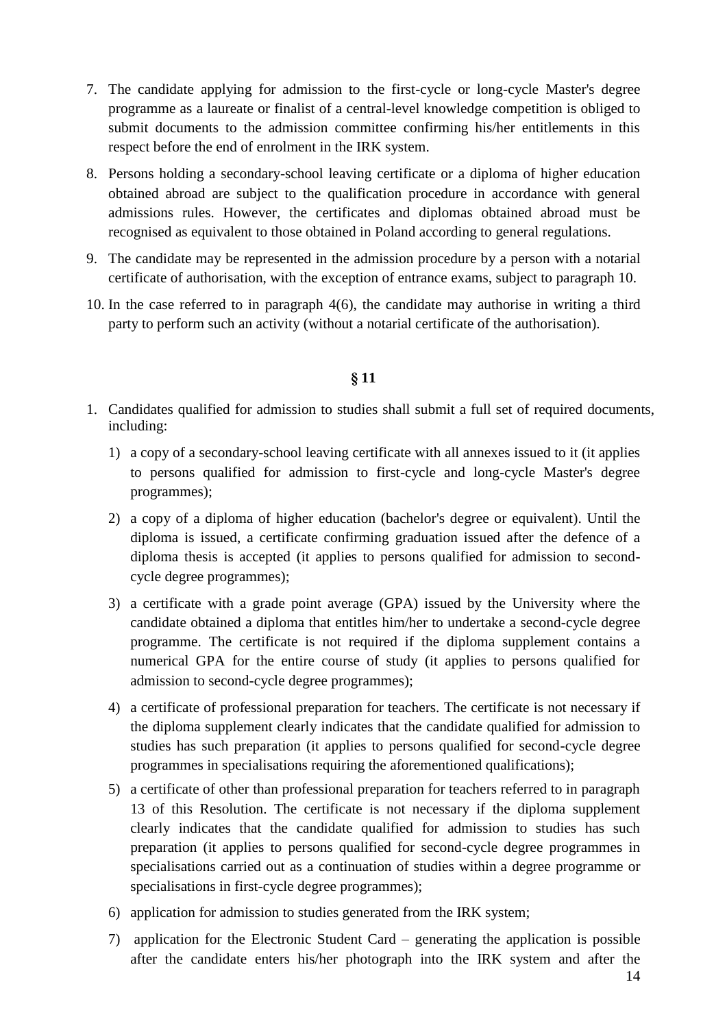7. The candidate applying for admission to the first-cycle or long-cycle Master's degree programme as a laureate or finalist of a central-level knowledge competition is obliged to submit documents to the admission committee confirming his/her entitlements in this respect before the end of enrolment in the IRK system.
8. Persons holding a secondary-school leaving certificate or a diploma of higher education obtained abroad are subject to the qualification procedure in accordance with general admissions rules. However, the certificates and diplomas obtained abroad must be recognised as equivalent to those obtained in Poland according to general regulations.
9. The candidate may be represented in the admission procedure by a person with a notarial certificate of authorisation, with the exception of entrance exams, subject to paragraph 10.
10. In the case referred to in paragraph 4(6), the candidate may authorise in writing a third party to perform such an activity (without a notarial certificate of the authorisation).

**§ 11**

1. Candidates qualified for admission to studies shall submit a full set of required documents, including:
   1) a copy of a secondary-school leaving certificate with all annexes issued to it (it applies to persons qualified for admission to first-cycle and long-cycle Master's degree programmes);
   2) a copy of a diploma of higher education (bachelor's degree or equivalent). Until the diploma is issued, a certificate confirming graduation issued after the defence of a diploma thesis is accepted (it applies to persons qualified for admission to second-cycle degree programmes);
   3) a certificate with a grade point average (GPA) issued by the University where the candidate obtained a diploma that entitles him/her to undertake a second-cycle degree programme. The certificate is not required if the diploma supplement contains a numerical GPA for the entire course of study (it applies to persons qualified for admission to second-cycle degree programmes);
   4) a certificate of professional preparation for teachers. The certificate is not necessary if the diploma supplement clearly indicates that the candidate qualified for admission to studies has such preparation (it applies to persons qualified for second-cycle degree programmes in specialisations requiring the aforementioned qualifications);
   5) a certificate of other than professional preparation for teachers referred to in paragraph 13 of this Resolution. The certificate is not necessary if the diploma supplement clearly indicates that the candidate qualified for admission to studies has such preparation (it applies to persons qualified for second-cycle degree programmes in specialisations carried out as a continuation of studies within a degree programme or specialisations in first-cycle degree programmes);
   6) application for admission to studies generated from the IRK system;
   7) application for the Electronic Student Card – generating the application is possible after the candidate enters his/her photograph into the IRK system and after the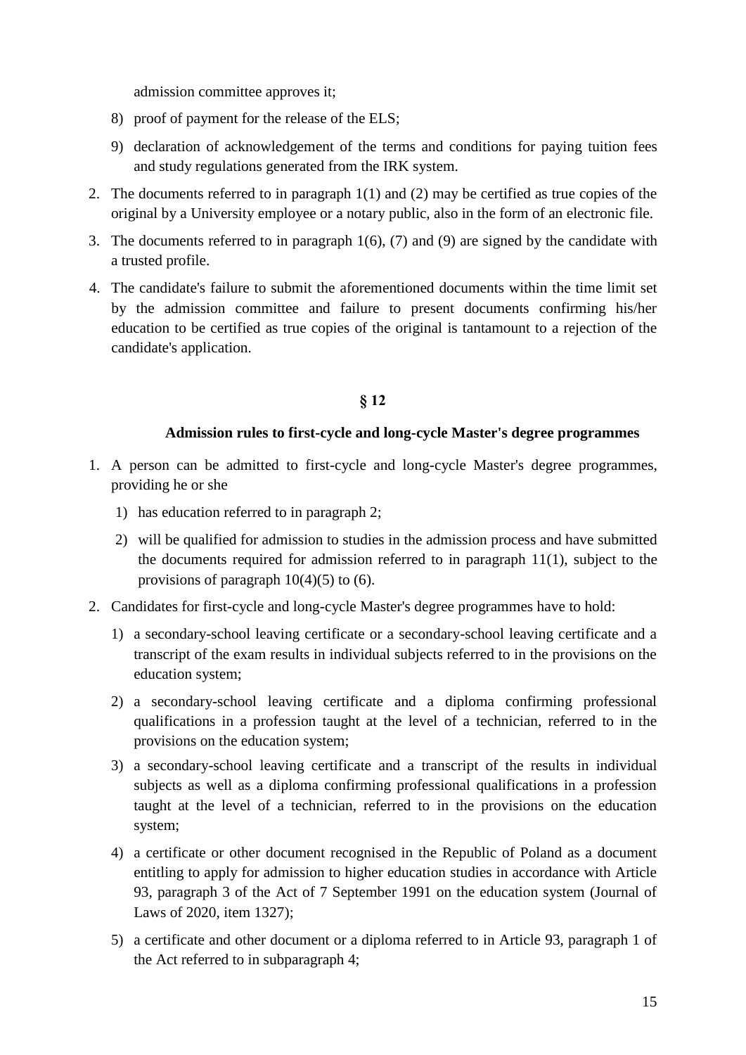admission committee approves it;

8) proof of payment for the release of the ELS;
9) declaration of acknowledgement of the terms and conditions for paying tuition fees and study regulations generated from the IRK system.

2. The documents referred to in paragraph 1(1) and (2) may be certified as true copies of the original by a University employee or a notary public, also in the form of an electronic file.
3. The documents referred to in paragraph 1(6), (7) and (9) are signed by the candidate with a trusted profile.
4. The candidate's failure to submit the aforementioned documents within the time limit set by the admission committee and failure to present documents confirming his/her education to be certified as true copies of the original is tantamount to a rejection of the candidate's application.

**§ 12**

**Admission rules to first-cycle and long-cycle Master's degree programmes**

1. A person can be admitted to first-cycle and long-cycle Master's degree programmes, providing he or she
   1) has education referred to in paragraph 2;
   2) will be qualified for admission to studies in the admission process and have submitted the documents required for admission referred to in paragraph 11(1), subject to the provisions of paragraph 10(4)(5) to (6).
2. Candidates for first-cycle and long-cycle Master's degree programmes have to hold:
   1) a secondary-school leaving certificate or a secondary-school leaving certificate and a transcript of the exam results in individual subjects referred to in the provisions on the education system;
   2) a secondary-school leaving certificate and a diploma confirming professional qualifications in a profession taught at the level of a technician, referred to in the provisions on the education system;
   3) a secondary-school leaving certificate and a transcript of the results in individual subjects as well as a diploma confirming professional qualifications in a profession taught at the level of a technician, referred to in the provisions on the education system;
   4) a certificate or other document recognised in the Republic of Poland as a document entitling to apply for admission to higher education studies in accordance with Article 93, paragraph 3 of the Act of 7 September 1991 on the education system (Journal of Laws of 2020, item 1327);
   5) a certificate and other document or a diploma referred to in Article 93, paragraph 1 of the Act referred to in subparagraph 4;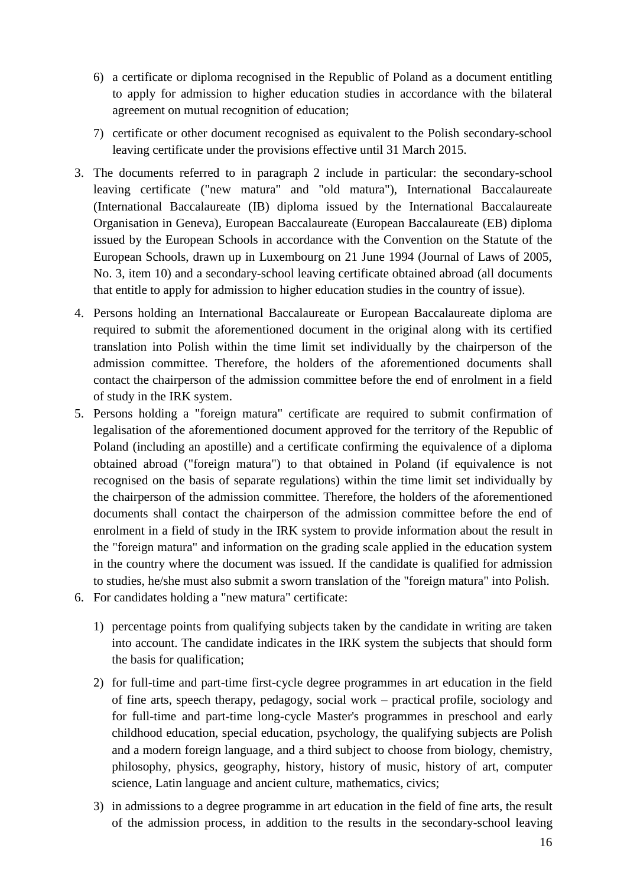6) a certificate or diploma recognised in the Republic of Poland as a document entitling to apply for admission to higher education studies in accordance with the bilateral agreement on mutual recognition of education;

7) certificate or other document recognised as equivalent to the Polish secondary-school leaving certificate under the provisions effective until 31 March 2015.

3. The documents referred to in paragraph 2 include in particular: the secondary-school leaving certificate ("new matura" and "old matura"), International Baccalaureate (International Baccalaureate (IB) diploma issued by the International Baccalaureate Organisation in Geneva), European Baccalaureate (European Baccalaureate (EB) diploma issued by the European Schools in accordance with the Convention on the Statute of the European Schools, drawn up in Luxembourg on 21 June 1994 (Journal of Laws of 2005, No. 3, item 10) and a secondary-school leaving certificate obtained abroad (all documents that entitle to apply for admission to higher education studies in the country of issue).

4. Persons holding an International Baccalaureate or European Baccalaureate diploma are required to submit the aforementioned document in the original along with its certified translation into Polish within the time limit set individually by the chairperson of the admission committee. Therefore, the holders of the aforementioned documents shall contact the chairperson of the admission committee before the end of enrolment in a field of study in the IRK system.

5. Persons holding a "foreign matura" certificate are required to submit confirmation of legalisation of the aforementioned document approved for the territory of the Republic of Poland (including an apostille) and a certificate confirming the equivalence of a diploma obtained abroad ("foreign matura") to that obtained in Poland (if equivalence is not recognised on the basis of separate regulations) within the time limit set individually by the chairperson of the admission committee. Therefore, the holders of the aforementioned documents shall contact the chairperson of the admission committee before the end of enrolment in a field of study in the IRK system to provide information about the result in the "foreign matura" and information on the grading scale applied in the education system in the country where the document was issued. If the candidate is qualified for admission to studies, he/she must also submit a sworn translation of the "foreign matura" into Polish.

6. For candidates holding a "new matura" certificate:

   1) percentage points from qualifying subjects taken by the candidate in writing are taken into account. The candidate indicates in the IRK system the subjects that should form the basis for qualification;

   2) for full-time and part-time first-cycle degree programmes in art education in the field of fine arts, speech therapy, pedagogy, social work – practical profile, sociology and for full-time and part-time long-cycle Master's programmes in preschool and early childhood education, special education, psychology, the qualifying subjects are Polish and a modern foreign language, and a third subject to choose from biology, chemistry, philosophy, physics, geography, history, history of music, history of art, computer science, Latin language and ancient culture, mathematics, civics;

   3) in admissions to a degree programme in art education in the field of fine arts, the result of the admission process, in addition to the results in the secondary-school leaving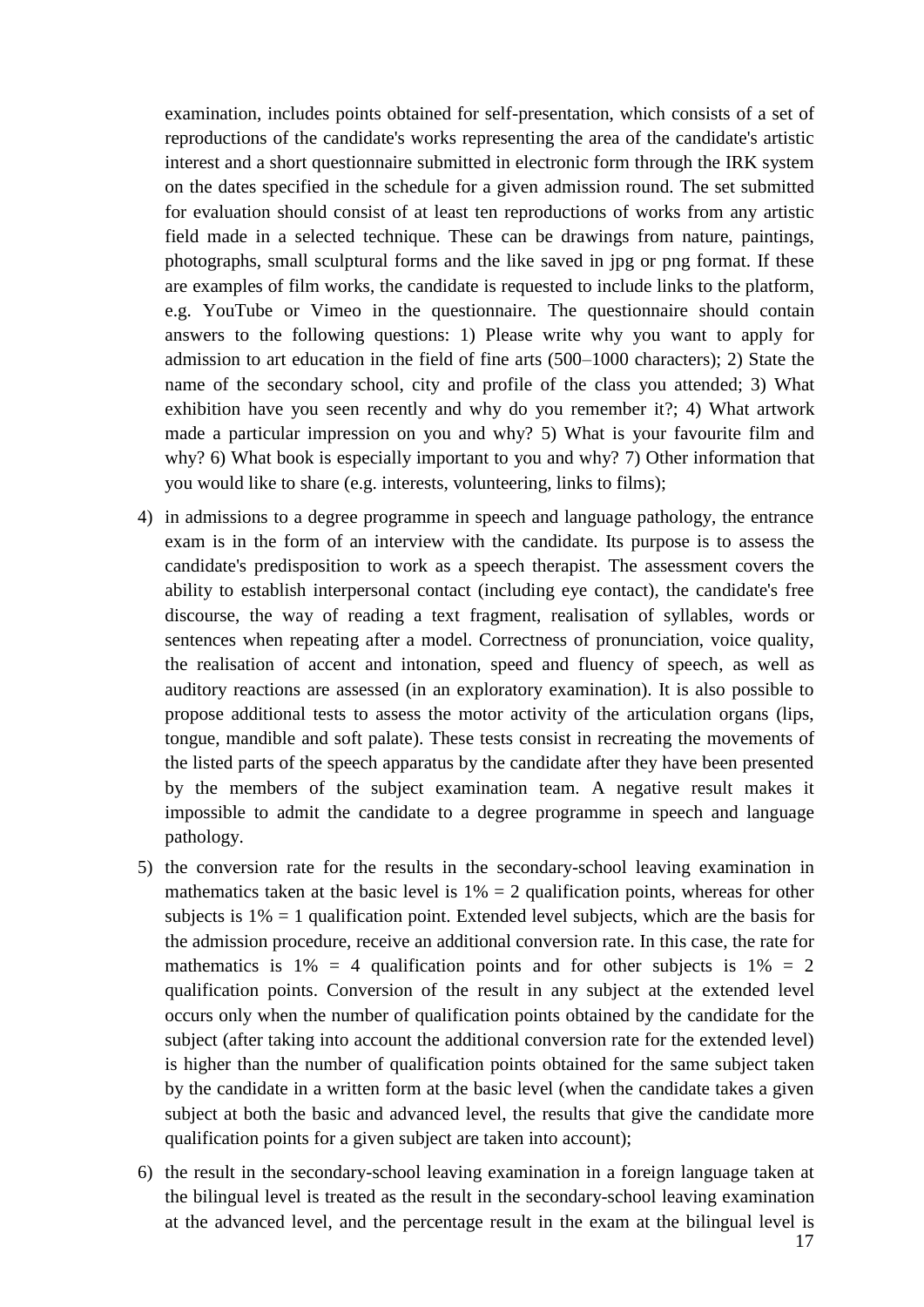examination, includes points obtained for self-presentation, which consists of a set of reproductions of the candidate's works representing the area of the candidate's artistic interest and a short questionnaire submitted in electronic form through the IRK system on the dates specified in the schedule for a given admission round. The set submitted for evaluation should consist of at least ten reproductions of works from any artistic field made in a selected technique. These can be drawings from nature, paintings, photographs, small sculptural forms and the like saved in jpg or png format. If these are examples of film works, the candidate is requested to include links to the platform, e.g. YouTube or Vimeo in the questionnaire. The questionnaire should contain answers to the following questions: 1) Please write why you want to apply for admission to art education in the field of fine arts (500–1000 characters); 2) State the name of the secondary school, city and profile of the class you attended; 3) What exhibition have you seen recently and why do you remember it?; 4) What artwork made a particular impression on you and why? 5) What is your favourite film and why? 6) What book is especially important to you and why? 7) Other information that you would like to share (e.g. interests, volunteering, links to films);

4) in admissions to a degree programme in speech and language pathology, the entrance exam is in the form of an interview with the candidate. Its purpose is to assess the candidate's predisposition to work as a speech therapist. The assessment covers the ability to establish interpersonal contact (including eye contact), the candidate's free discourse, the way of reading a text fragment, realisation of syllables, words or sentences when repeating after a model. Correctness of pronunciation, voice quality, the realisation of accent and intonation, speed and fluency of speech, as well as auditory reactions are assessed (in an exploratory examination). It is also possible to propose additional tests to assess the motor activity of the articulation organs (lips, tongue, mandible and soft palate). These tests consist in recreating the movements of the listed parts of the speech apparatus by the candidate after they have been presented by the members of the subject examination team. A negative result makes it impossible to admit the candidate to a degree programme in speech and language pathology.

5) the conversion rate for the results in the secondary-school leaving examination in mathematics taken at the basic level is 1% = 2 qualification points, whereas for other subjects is 1% = 1 qualification point. Extended level subjects, which are the basis for the admission procedure, receive an additional conversion rate. In this case, the rate for mathematics is 1% = 4 qualification points and for other subjects is 1% = 2 qualification points. Conversion of the result in any subject at the extended level occurs only when the number of qualification points obtained by the candidate for the subject (after taking into account the additional conversion rate for the extended level) is higher than the number of qualification points obtained for the same subject taken by the candidate in a written form at the basic level (when the candidate takes a given subject at both the basic and advanced level, the results that give the candidate more qualification points for a given subject are taken into account);

6) the result in the secondary-school leaving examination in a foreign language taken at the bilingual level is treated as the result in the secondary-school leaving examination at the advanced level, and the percentage result in the exam at the bilingual level is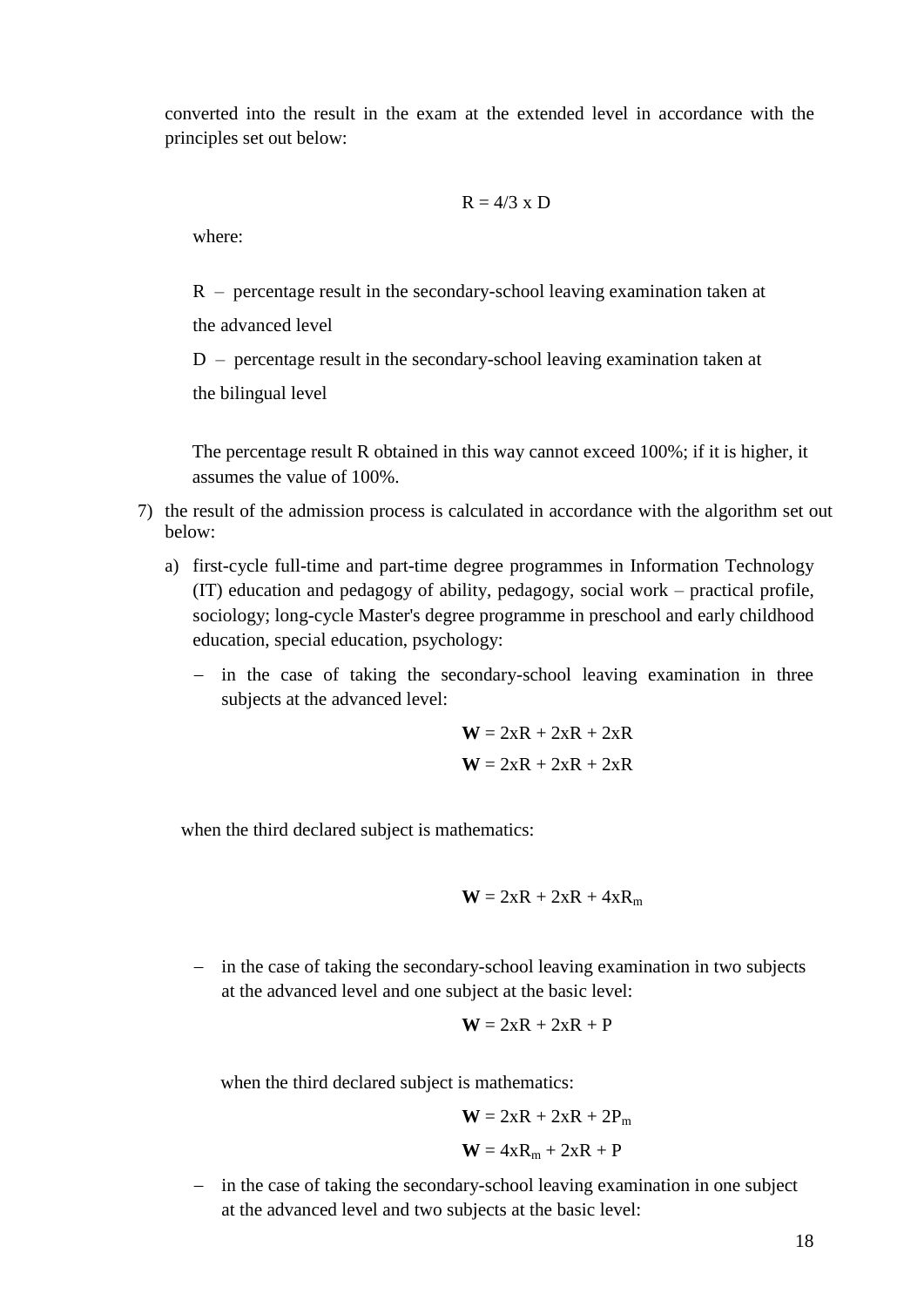converted into the result in the exam at the extended level in accordance with the principles set out below:

$$R = 4/3 \times D$$

where:

R – percentage result in the secondary-school leaving examination taken at the advanced level

D – percentage result in the secondary-school leaving examination taken at the bilingual level

The percentage result R obtained in this way cannot exceed 100%; if it is higher, it assumes the value of 100%.

7) the result of the admission process is calculated in accordance with the algorithm set out below:

   a) first-cycle full-time and part-time degree programmes in Information Technology (IT) education and pedagogy of ability, pedagogy, social work – practical profile, sociology; long-cycle Master's degree programme in preschool and early childhood education, special education, psychology:

      – in the case of taking the secondary-school leaving examination in three subjects at the advanced level:

$$\mathbf{W} = 2xR + 2xR + 2xR$$

$$\mathbf{W} = 2xR + 2xR + 2xR$$

when the third declared subject is mathematics:

$$\mathbf{W} = 2xR + 2xR + 4xR_m$$

      – in the case of taking the secondary-school leaving examination in two subjects at the advanced level and one subject at the basic level:

$$\mathbf{W} = 2xR + 2xR + P$$

when the third declared subject is mathematics:

$$\mathbf{W} = 2xR + 2xR + 2P_m$$

$$\mathbf{W} = 4xR_m + 2xR + P$$

      – in the case of taking the secondary-school leaving examination in one subject at the advanced level and two subjects at the basic level: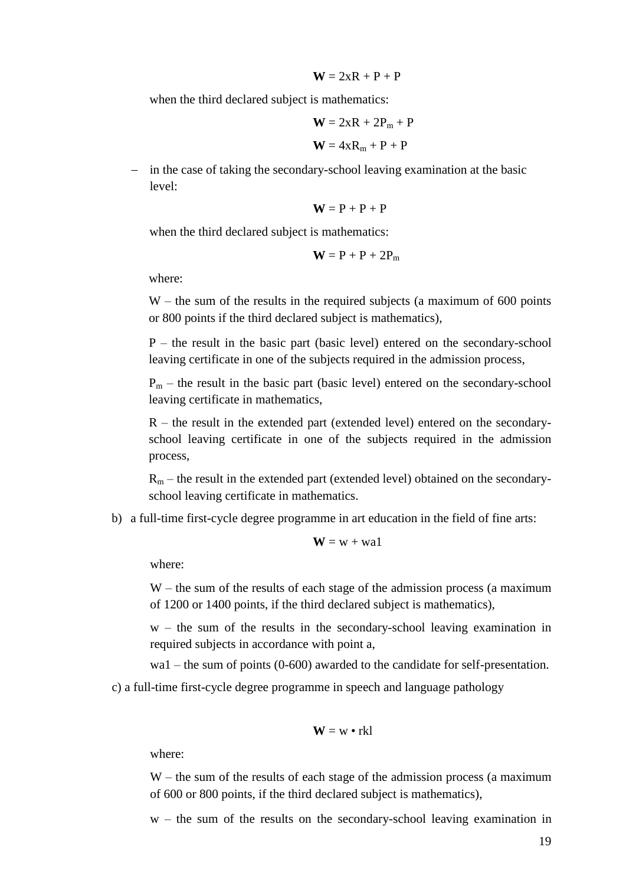$$\mathbf{W} = 2xR + P + P$$

when the third declared subject is mathematics:

$$\mathbf{W} = 2xR + 2P_m + P$$

$$\mathbf{W} = 4xR_m + P + P$$

- in the case of taking the secondary-school leaving examination at the basic level:

$$\mathbf{W} = P + P + P$$

when the third declared subject is mathematics:

$$\mathbf{W} = P + P + 2P_m$$

where:

W – the sum of the results in the required subjects (a maximum of 600 points or 800 points if the third declared subject is mathematics),

P – the result in the basic part (basic level) entered on the secondary-school leaving certificate in one of the subjects required in the admission process,

$P_m$ – the result in the basic part (basic level) entered on the secondary-school leaving certificate in mathematics,

R – the result in the extended part (extended level) entered on the secondary-school leaving certificate in one of the subjects required in the admission process,

$R_m$ – the result in the extended part (extended level) obtained on the secondary-school leaving certificate in mathematics.

b) a full-time first-cycle degree programme in art education in the field of fine arts:

$$\mathbf{W} = w + wa1$$

where:

W – the sum of the results of each stage of the admission process (a maximum of 1200 or 1400 points, if the third declared subject is mathematics),

w – the sum of the results in the secondary-school leaving examination in required subjects in accordance with point a,

wa1 – the sum of points (0-600) awarded to the candidate for self-presentation.

c) a full-time first-cycle degree programme in speech and language pathology

$$\mathbf{W} = w \bullet rkl$$

where:

W – the sum of the results of each stage of the admission process (a maximum of 600 or 800 points, if the third declared subject is mathematics),

w – the sum of the results on the secondary-school leaving examination in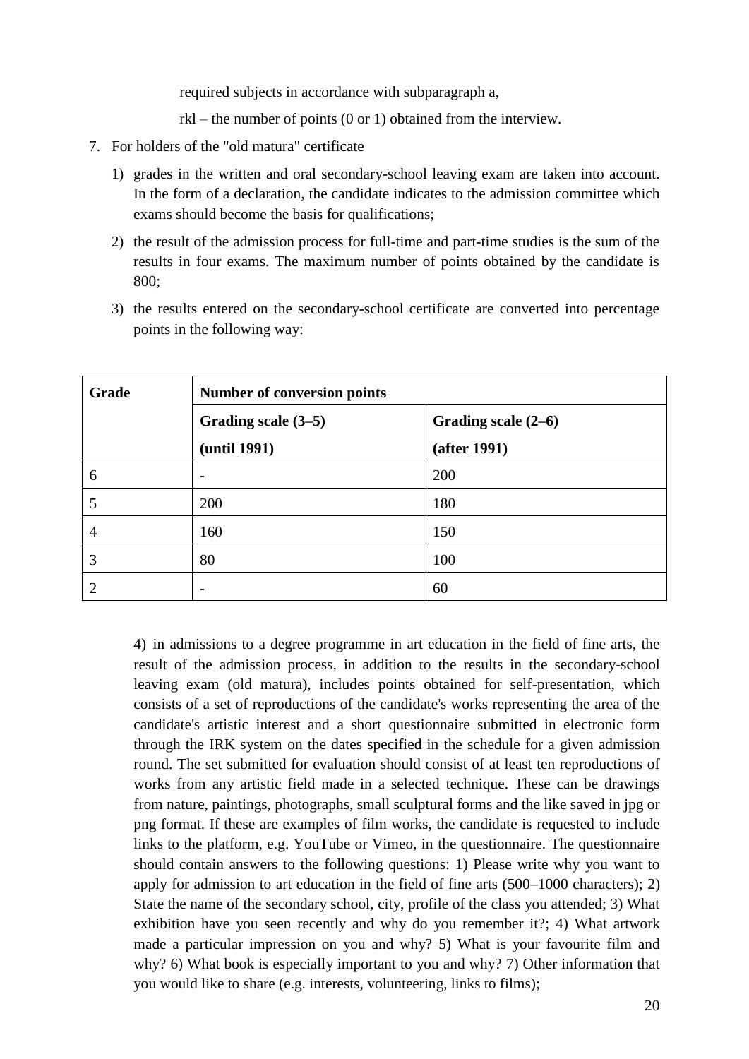required subjects in accordance with subparagraph a,

rkl – the number of points (0 or 1) obtained from the interview.

7. For holders of the "old matura" certificate
   1) grades in the written and oral secondary-school leaving exam are taken into account. In the form of a declaration, the candidate indicates to the admission committee which exams should become the basis for qualifications;
   2) the result of the admission process for full-time and part-time studies is the sum of the results in four exams. The maximum number of points obtained by the candidate is 800;
   3) the results entered on the secondary-school certificate are converted into percentage points in the following way:

| **Grade** | **Number of conversion points** | |
|---|---|---|
| | **Grading scale (3–5) (until 1991)** | **Grading scale (2–6) (after 1991)** |
| 6 | - | 200 |
| 5 | 200 | 180 |
| 4 | 160 | 150 |
| 3 | 80 | 100 |
| 2 | - | 60 |

4) in admissions to a degree programme in art education in the field of fine arts, the result of the admission process, in addition to the results in the secondary-school leaving exam (old matura), includes points obtained for self-presentation, which consists of a set of reproductions of the candidate's works representing the area of the candidate's artistic interest and a short questionnaire submitted in electronic form through the IRK system on the dates specified in the schedule for a given admission round. The set submitted for evaluation should consist of at least ten reproductions of works from any artistic field made in a selected technique. These can be drawings from nature, paintings, photographs, small sculptural forms and the like saved in jpg or png format. If these are examples of film works, the candidate is requested to include links to the platform, e.g. YouTube or Vimeo, in the questionnaire. The questionnaire should contain answers to the following questions: 1) Please write why you want to apply for admission to art education in the field of fine arts (500–1000 characters); 2) State the name of the secondary school, city, profile of the class you attended; 3) What exhibition have you seen recently and why do you remember it?; 4) What artwork made a particular impression on you and why? 5) What is your favourite film and why? 6) What book is especially important to you and why? 7) Other information that you would like to share (e.g. interests, volunteering, links to films);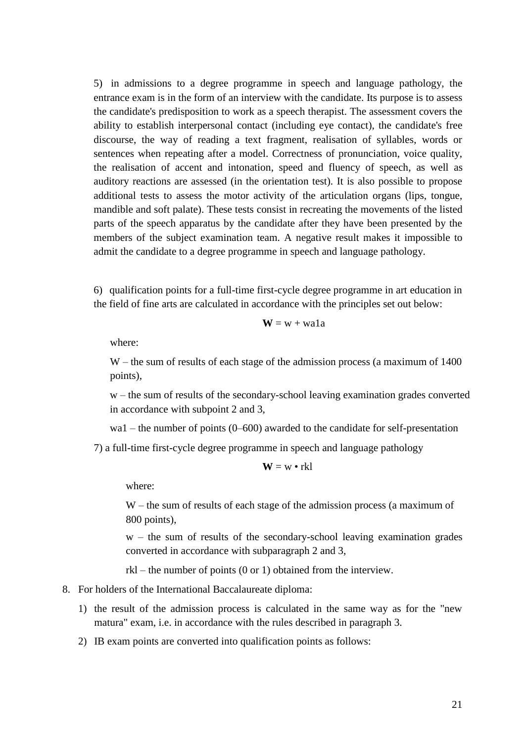5) in admissions to a degree programme in speech and language pathology, the entrance exam is in the form of an interview with the candidate. Its purpose is to assess the candidate's predisposition to work as a speech therapist. The assessment covers the ability to establish interpersonal contact (including eye contact), the candidate's free discourse, the way of reading a text fragment, realisation of syllables, words or sentences when repeating after a model. Correctness of pronunciation, voice quality, the realisation of accent and intonation, speed and fluency of speech, as well as auditory reactions are assessed (in the orientation test). It is also possible to propose additional tests to assess the motor activity of the articulation organs (lips, tongue, mandible and soft palate). These tests consist in recreating the movements of the listed parts of the speech apparatus by the candidate after they have been presented by the members of the subject examination team. A negative result makes it impossible to admit the candidate to a degree programme in speech and language pathology.

6) qualification points for a full-time first-cycle degree programme in art education in the field of fine arts are calculated in accordance with the principles set out below:

$$\mathbf{W} = w + wa1a$$

where:

W – the sum of results of each stage of the admission process (a maximum of 1400 points),

w – the sum of results of the secondary-school leaving examination grades converted in accordance with subpoint 2 and 3,

wa1 – the number of points (0–600) awarded to the candidate for self-presentation

7) a full-time first-cycle degree programme in speech and language pathology

$$\mathbf{W} = w \cdot rkl$$

where:

W – the sum of results of each stage of the admission process (a maximum of 800 points),

w – the sum of results of the secondary-school leaving examination grades converted in accordance with subparagraph 2 and 3,

rkl – the number of points (0 or 1) obtained from the interview.

8. For holders of the International Baccalaureate diploma:

   1) the result of the admission process is calculated in the same way as for the "new matura" exam, i.e. in accordance with the rules described in paragraph 3.

   2) IB exam points are converted into qualification points as follows: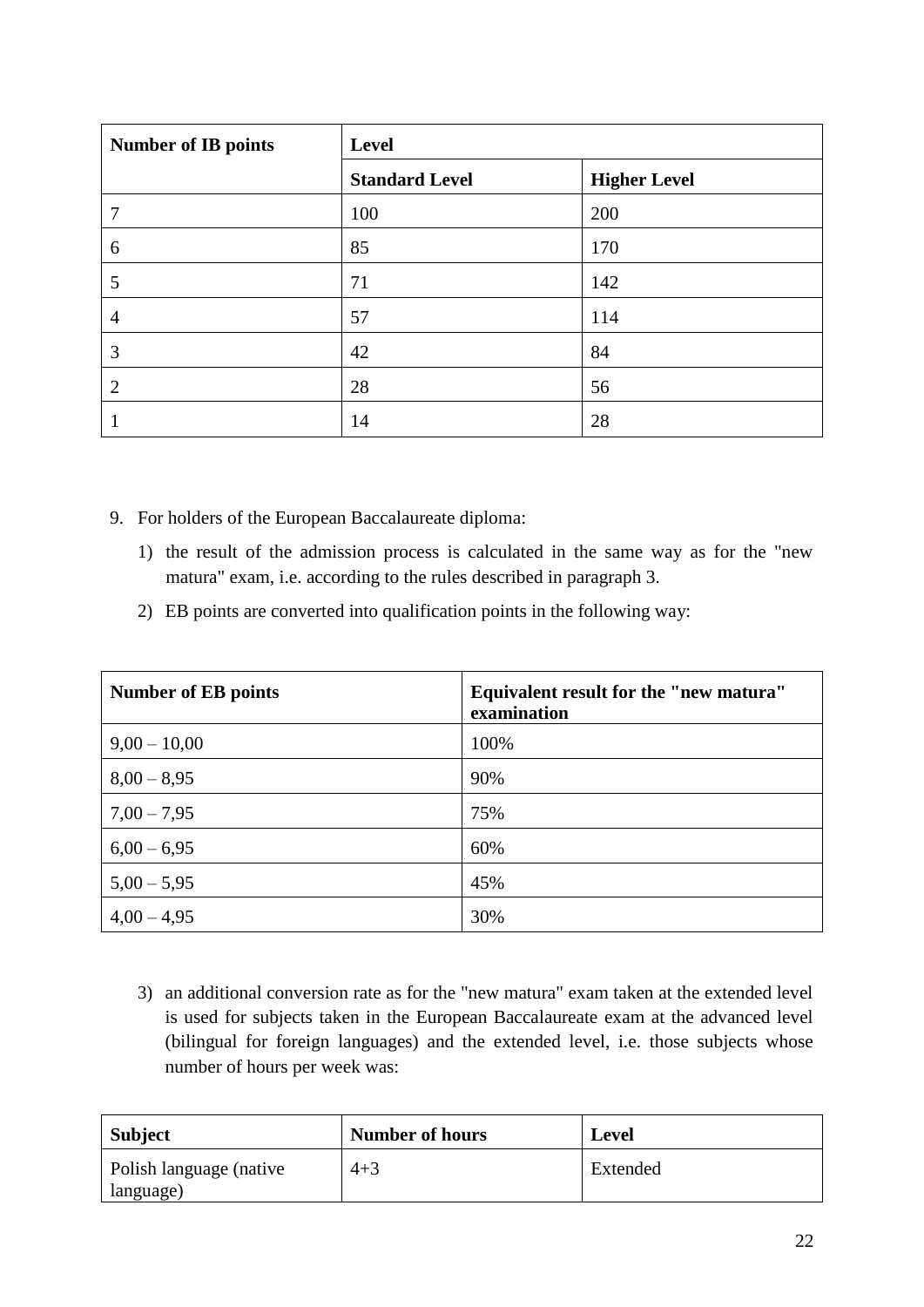| Number of IB points | Level | |
|---|---|---|
| | **Standard Level** | **Higher Level** |
| 7 | 100 | 200 |
| 6 | 85 | 170 |
| 5 | 71 | 142 |
| 4 | 57 | 114 |
| 3 | 42 | 84 |
| 2 | 28 | 56 |
| 1 | 14 | 28 |

9. For holders of the European Baccalaureate diploma:

   1) the result of the admission process is calculated in the same way as for the "new matura" exam, i.e. according to the rules described in paragraph 3.

   2) EB points are converted into qualification points in the following way:

| Number of EB points | Equivalent result for the "new matura" examination |
|---|---|
| 9,00 – 10,00 | 100% |
| 8,00 – 8,95 | 90% |
| 7,00 – 7,95 | 75% |
| 6,00 – 6,95 | 60% |
| 5,00 – 5,95 | 45% |
| 4,00 – 4,95 | 30% |

   3) an additional conversion rate as for the "new matura" exam taken at the extended level is used for subjects taken in the European Baccalaureate exam at the advanced level (bilingual for foreign languages) and the extended level, i.e. those subjects whose number of hours per week was:

| Subject | Number of hours | Level |
|---|---|---|
| Polish language (native language) | 4+3 | Extended |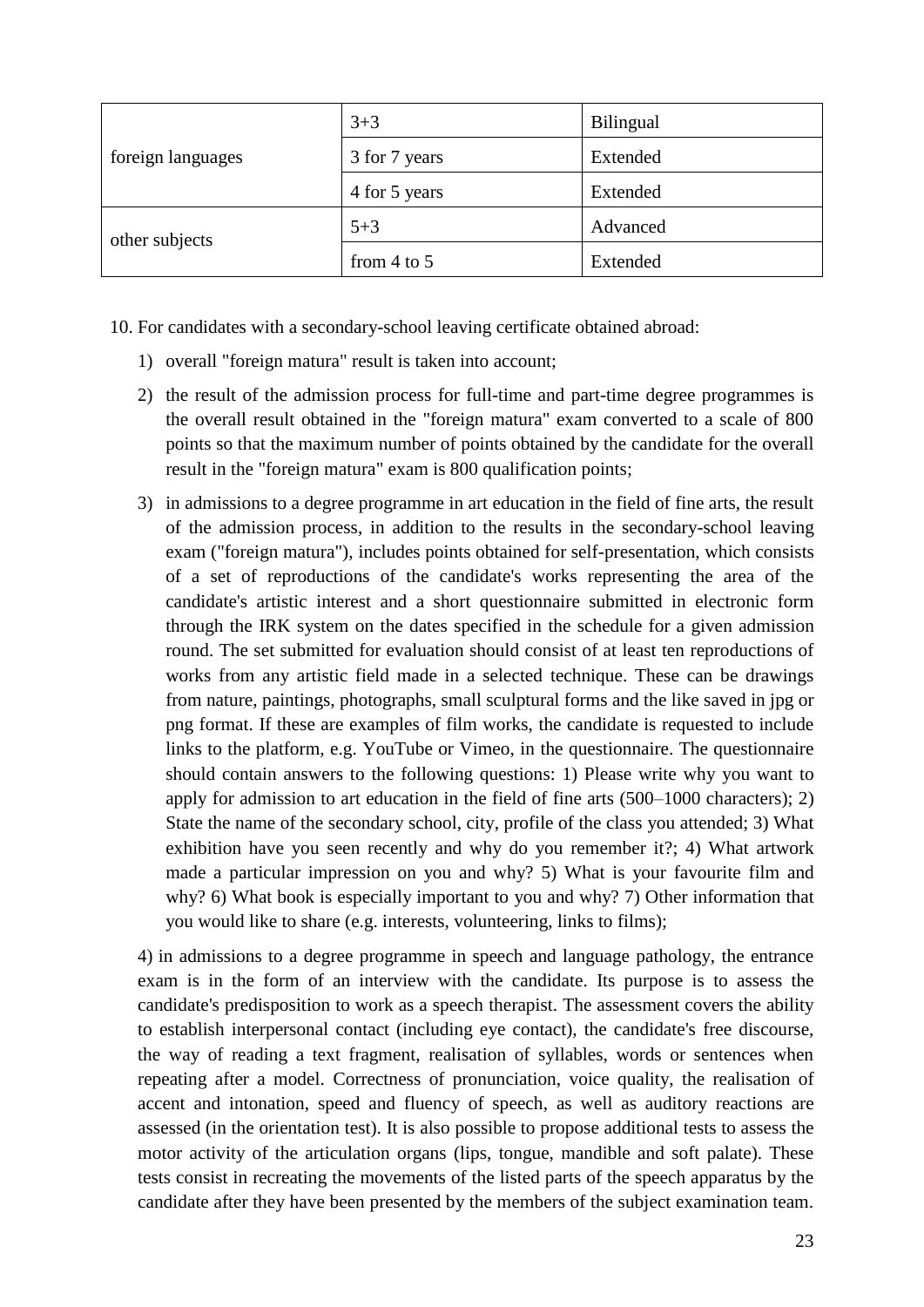| | | |
|---|---|---|
| foreign languages | 3+3 | Bilingual |
| | 3 for 7 years | Extended |
| | 4 for 5 years | Extended |
| other subjects | 5+3 | Advanced |
| | from 4 to 5 | Extended |

10. For candidates with a secondary-school leaving certificate obtained abroad:

    1) overall "foreign matura" result is taken into account;

    2) the result of the admission process for full-time and part-time degree programmes is the overall result obtained in the "foreign matura" exam converted to a scale of 800 points so that the maximum number of points obtained by the candidate for the overall result in the "foreign matura" exam is 800 qualification points;

    3) in admissions to a degree programme in art education in the field of fine arts, the result of the admission process, in addition to the results in the secondary-school leaving exam ("foreign matura"), includes points obtained for self-presentation, which consists of a set of reproductions of the candidate's works representing the area of the candidate's artistic interest and a short questionnaire submitted in electronic form through the IRK system on the dates specified in the schedule for a given admission round. The set submitted for evaluation should consist of at least ten reproductions of works from any artistic field made in a selected technique. These can be drawings from nature, paintings, photographs, small sculptural forms and the like saved in jpg or png format. If these are examples of film works, the candidate is requested to include links to the platform, e.g. YouTube or Vimeo, in the questionnaire. The questionnaire should contain answers to the following questions: 1) Please write why you want to apply for admission to art education in the field of fine arts (500–1000 characters); 2) State the name of the secondary school, city, profile of the class you attended; 3) What exhibition have you seen recently and why do you remember it?; 4) What artwork made a particular impression on you and why? 5) What is your favourite film and why? 6) What book is especially important to you and why? 7) Other information that you would like to share (e.g. interests, volunteering, links to films);

    4) in admissions to a degree programme in speech and language pathology, the entrance exam is in the form of an interview with the candidate. Its purpose is to assess the candidate's predisposition to work as a speech therapist. The assessment covers the ability to establish interpersonal contact (including eye contact), the candidate's free discourse, the way of reading a text fragment, realisation of syllables, words or sentences when repeating after a model. Correctness of pronunciation, voice quality, the realisation of accent and intonation, speed and fluency of speech, as well as auditory reactions are assessed (in the orientation test). It is also possible to propose additional tests to assess the motor activity of the articulation organs (lips, tongue, mandible and soft palate). These tests consist in recreating the movements of the listed parts of the speech apparatus by the candidate after they have been presented by the members of the subject examination team.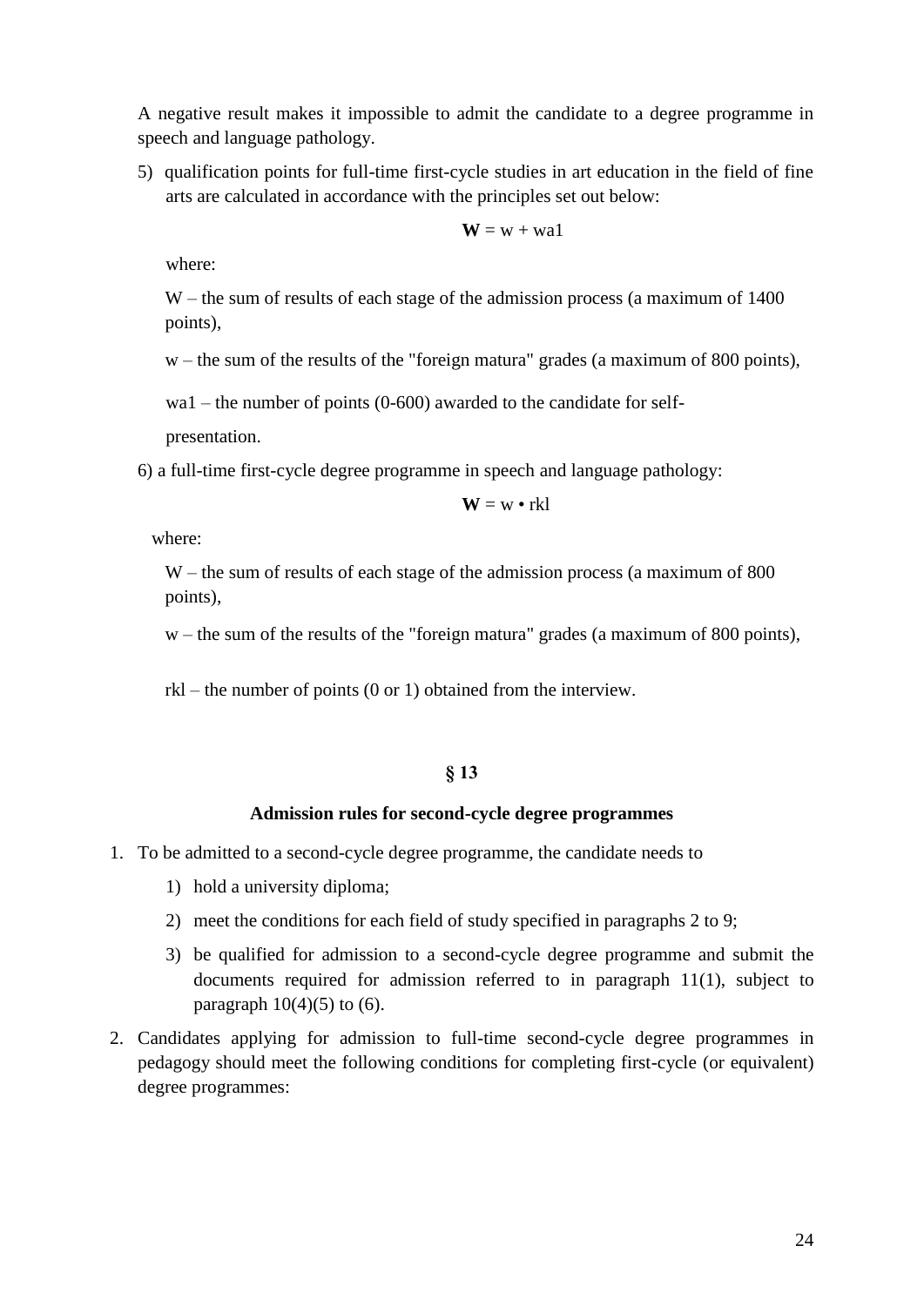A negative result makes it impossible to admit the candidate to a degree programme in speech and language pathology.

5) qualification points for full-time first-cycle studies in art education in the field of fine arts are calculated in accordance with the principles set out below:

$$\mathbf{W} = w + wa1$$

where:

W – the sum of results of each stage of the admission process (a maximum of 1400 points),

w – the sum of the results of the "foreign matura" grades (a maximum of 800 points),

wa1 – the number of points (0-600) awarded to the candidate for self-presentation.

6) a full-time first-cycle degree programme in speech and language pathology:

$$\mathbf{W} = w \bullet rkl$$

where:

W – the sum of results of each stage of the admission process (a maximum of 800 points),

w – the sum of the results of the "foreign matura" grades (a maximum of 800 points),

rkl – the number of points (0 or 1) obtained from the interview.

## § 13

### Admission rules for second-cycle degree programmes

1. To be admitted to a second-cycle degree programme, the candidate needs to
   1) hold a university diploma;
   2) meet the conditions for each field of study specified in paragraphs 2 to 9;
   3) be qualified for admission to a second-cycle degree programme and submit the documents required for admission referred to in paragraph 11(1), subject to paragraph 10(4)(5) to (6).
2. Candidates applying for admission to full-time second-cycle degree programmes in pedagogy should meet the following conditions for completing first-cycle (or equivalent) degree programmes: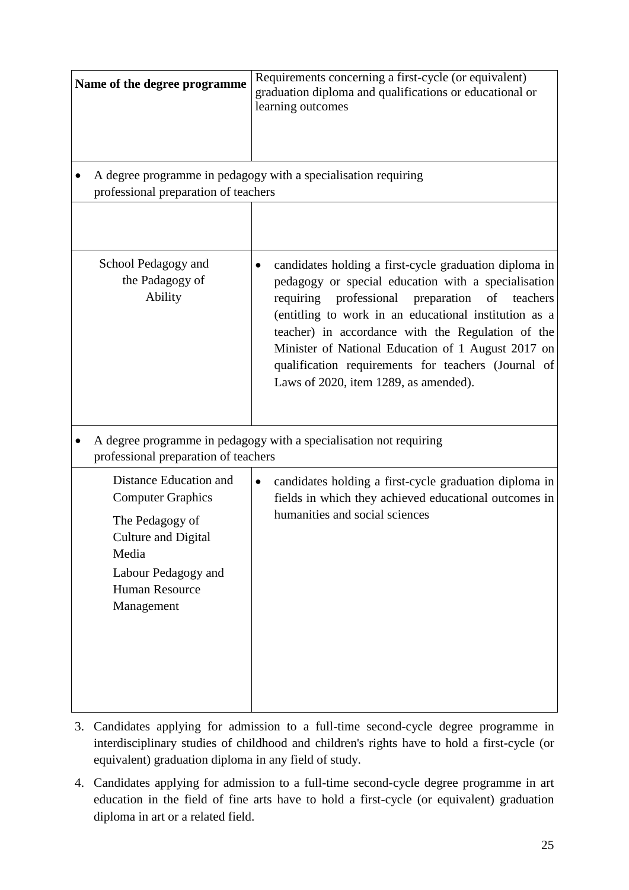| Name of the degree programme | Requirements concerning a first-cycle (or equivalent) graduation diploma and qualifications or educational or learning outcomes |
|---|---|
| • A degree programme in pedagogy with a specialisation requiring professional preparation of teachers | |
| | |
| School Pedagogy and the Padagogy of Ability | • candidates holding a first-cycle graduation diploma in pedagogy or special education with a specialisation requiring professional preparation of teachers (entitling to work in an educational institution as a teacher) in accordance with the Regulation of the Minister of National Education of 1 August 2017 on qualification requirements for teachers (Journal of Laws of 2020, item 1289, as amended). |
| • A degree programme in pedagogy with a specialisation not requiring professional preparation of teachers | |
| Distance Education and Computer Graphics<br>The Pedagogy of Culture and Digital Media<br>Labour Pedagogy and Human Resource Management | • candidates holding a first-cycle graduation diploma in fields in which they achieved educational outcomes in humanities and social sciences |

3. Candidates applying for admission to a full-time second-cycle degree programme in interdisciplinary studies of childhood and children's rights have to hold a first-cycle (or equivalent) graduation diploma in any field of study.
4. Candidates applying for admission to a full-time second-cycle degree programme in art education in the field of fine arts have to hold a first-cycle (or equivalent) graduation diploma in art or a related field.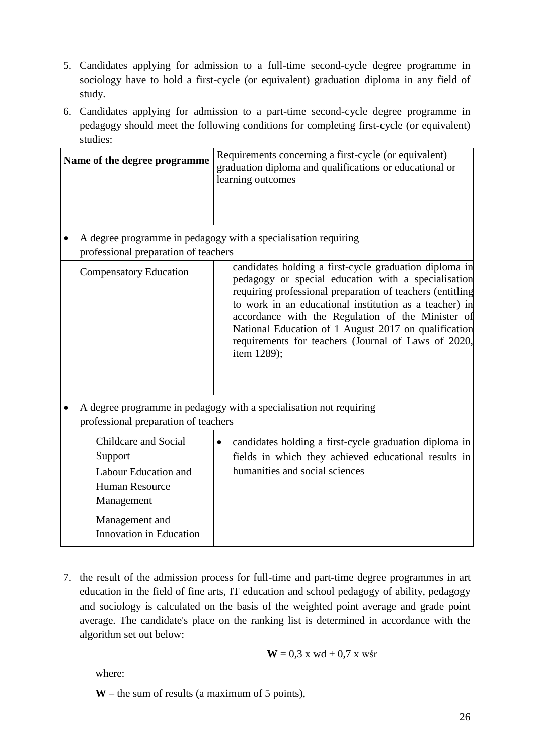5. Candidates applying for admission to a full-time second-cycle degree programme in sociology have to hold a first-cycle (or equivalent) graduation diploma in any field of study.

6. Candidates applying for admission to a part-time second-cycle degree programme in pedagogy should meet the following conditions for completing first-cycle (or equivalent) studies:

| **Name of the degree programme** | Requirements concerning a first-cycle (or equivalent) graduation diploma and qualifications or educational or learning outcomes |
|---|---|
| • A degree programme in pedagogy with a specialisation requiring professional preparation of teachers | |
| Compensatory Education | candidates holding a first-cycle graduation diploma in pedagogy or special education with a specialisation requiring professional preparation of teachers (entitling to work in an educational institution as a teacher) in accordance with the Regulation of the Minister of National Education of 1 August 2017 on qualification requirements for teachers (Journal of Laws of 2020, item 1289); |
| • A degree programme in pedagogy with a specialisation not requiring professional preparation of teachers | |
| Childcare and Social Support<br>Labour Education and Human Resource Management<br>Management and Innovation in Education | • candidates holding a first-cycle graduation diploma in fields in which they achieved educational results in humanities and social sciences |

7. the result of the admission process for full-time and part-time degree programmes in art education in the field of fine arts, IT education and school pedagogy of ability, pedagogy and sociology is calculated on the basis of the weighted point average and grade point average. The candidate's place on the ranking list is determined in accordance with the algorithm set out below:

$$\mathbf{W} = 0{,}3 \text{ x wd} + 0{,}7 \text{ x wśr}$$

where:

**W** – the sum of results (a maximum of 5 points),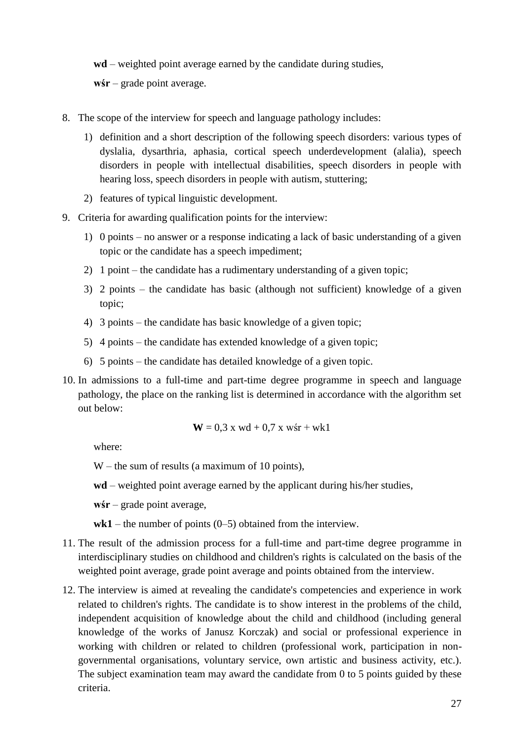**wd** – weighted point average earned by the candidate during studies,

**wśr** – grade point average.

8. The scope of the interview for speech and language pathology includes:
   1) definition and a short description of the following speech disorders: various types of dyslalia, dysarthria, aphasia, cortical speech underdevelopment (alalia), speech disorders in people with intellectual disabilities, speech disorders in people with hearing loss, speech disorders in people with autism, stuttering;
   2) features of typical linguistic development.
9. Criteria for awarding qualification points for the interview:
   1) 0 points – no answer or a response indicating a lack of basic understanding of a given topic or the candidate has a speech impediment;
   2) 1 point – the candidate has a rudimentary understanding of a given topic;
   3) 2 points – the candidate has basic (although not sufficient) knowledge of a given topic;
   4) 3 points – the candidate has basic knowledge of a given topic;
   5) 4 points – the candidate has extended knowledge of a given topic;
   6) 5 points – the candidate has detailed knowledge of a given topic.
10. In admissions to a full-time and part-time degree programme in speech and language pathology, the place on the ranking list is determined in accordance with the algorithm set out below:

$$\mathbf{W} = 0{,}3 \text{ x } wd + 0{,}7 \text{ x } wśr + wk1$$

where:

W – the sum of results (a maximum of 10 points),

**wd** – weighted point average earned by the applicant during his/her studies,

**wśr** – grade point average,

**wk1** – the number of points (0–5) obtained from the interview.

11. The result of the admission process for a full-time and part-time degree programme in interdisciplinary studies on childhood and children's rights is calculated on the basis of the weighted point average, grade point average and points obtained from the interview.
12. The interview is aimed at revealing the candidate's competencies and experience in work related to children's rights. The candidate is to show interest in the problems of the child, independent acquisition of knowledge about the child and childhood (including general knowledge of the works of Janusz Korczak) and social or professional experience in working with children or related to children (professional work, participation in non-governmental organisations, voluntary service, own artistic and business activity, etc.). The subject examination team may award the candidate from 0 to 5 points guided by these criteria.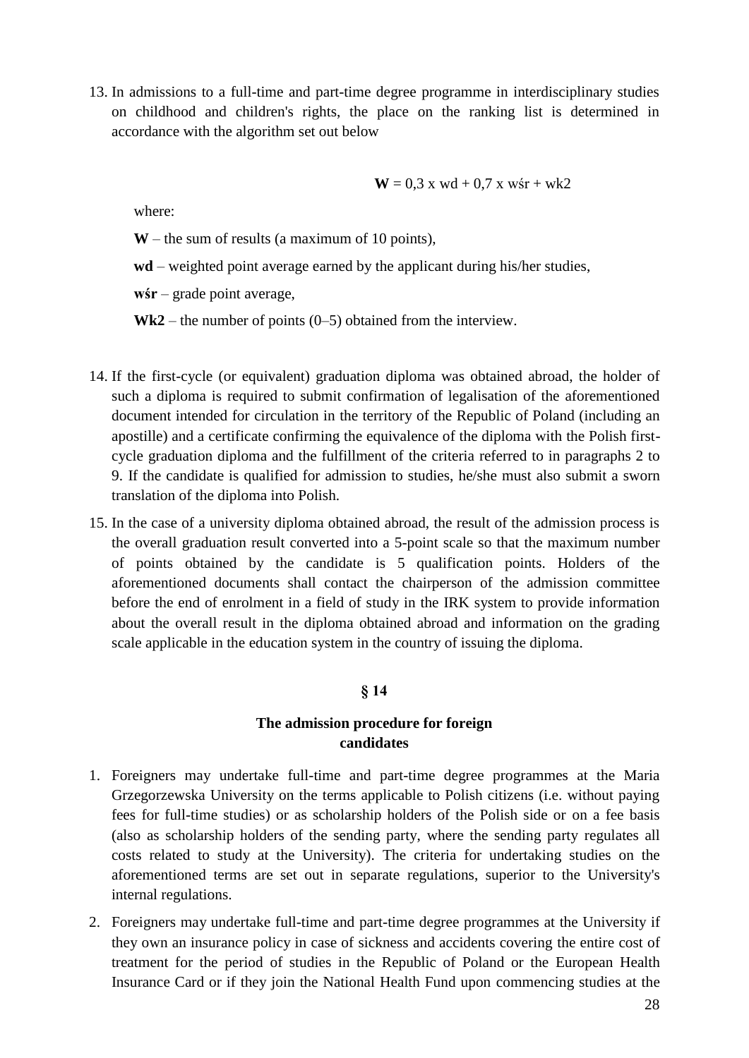13. In admissions to a full-time and part-time degree programme in interdisciplinary studies on childhood and children's rights, the place on the ranking list is determined in accordance with the algorithm set out below

$$\mathbf{W} = 0{,}3 \text{ x wd} + 0{,}7 \text{ x wśr} + \text{wk2}$$

where:

**W** – the sum of results (a maximum of 10 points),

**wd** – weighted point average earned by the applicant during his/her studies,

**wśr** – grade point average,

**Wk2** – the number of points (0–5) obtained from the interview.

14. If the first-cycle (or equivalent) graduation diploma was obtained abroad, the holder of such a diploma is required to submit confirmation of legalisation of the aforementioned document intended for circulation in the territory of the Republic of Poland (including an apostille) and a certificate confirming the equivalence of the diploma with the Polish first-cycle graduation diploma and the fulfillment of the criteria referred to in paragraphs 2 to 9. If the candidate is qualified for admission to studies, he/she must also submit a sworn translation of the diploma into Polish.

15. In the case of a university diploma obtained abroad, the result of the admission process is the overall graduation result converted into a 5-point scale so that the maximum number of points obtained by the candidate is 5 qualification points. Holders of the aforementioned documents shall contact the chairperson of the admission committee before the end of enrolment in a field of study in the IRK system to provide information about the overall result in the diploma obtained abroad and information on the grading scale applicable in the education system in the country of issuing the diploma.

## § 14

### The admission procedure for foreign candidates

1. Foreigners may undertake full-time and part-time degree programmes at the Maria Grzegorzewska University on the terms applicable to Polish citizens (i.e. without paying fees for full-time studies) or as scholarship holders of the Polish side or on a fee basis (also as scholarship holders of the sending party, where the sending party regulates all costs related to study at the University). The criteria for undertaking studies on the aforementioned terms are set out in separate regulations, superior to the University's internal regulations.

2. Foreigners may undertake full-time and part-time degree programmes at the University if they own an insurance policy in case of sickness and accidents covering the entire cost of treatment for the period of studies in the Republic of Poland or the European Health Insurance Card or if they join the National Health Fund upon commencing studies at the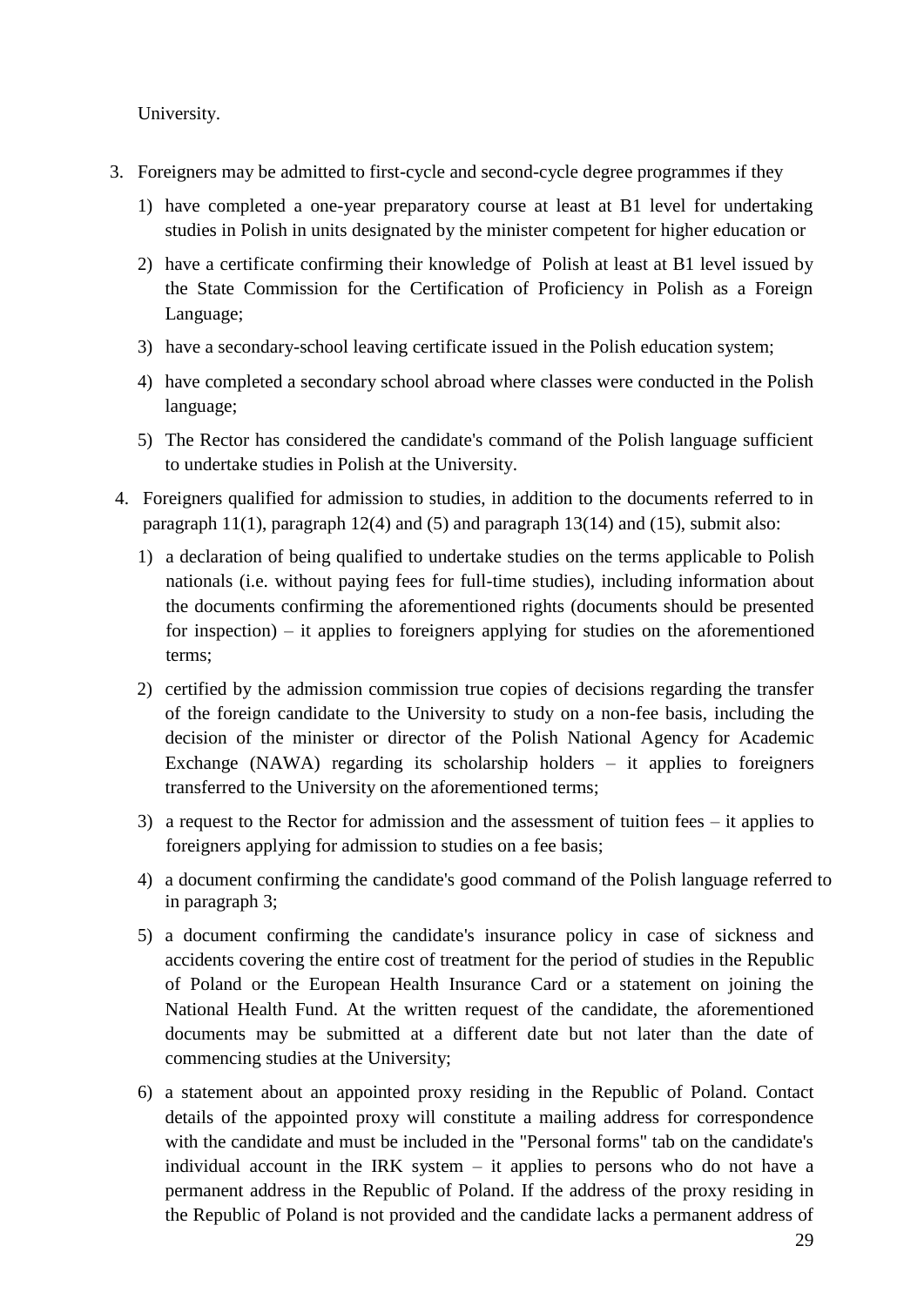University.

3. Foreigners may be admitted to first-cycle and second-cycle degree programmes if they
   1) have completed a one-year preparatory course at least at B1 level for undertaking studies in Polish in units designated by the minister competent for higher education or
   2) have a certificate confirming their knowledge of Polish at least at B1 level issued by the State Commission for the Certification of Proficiency in Polish as a Foreign Language;
   3) have a secondary-school leaving certificate issued in the Polish education system;
   4) have completed a secondary school abroad where classes were conducted in the Polish language;
   5) The Rector has considered the candidate's command of the Polish language sufficient to undertake studies in Polish at the University.
4. Foreigners qualified for admission to studies, in addition to the documents referred to in paragraph 11(1), paragraph 12(4) and (5) and paragraph 13(14) and (15), submit also:
   1) a declaration of being qualified to undertake studies on the terms applicable to Polish nationals (i.e. without paying fees for full-time studies), including information about the documents confirming the aforementioned rights (documents should be presented for inspection) – it applies to foreigners applying for studies on the aforementioned terms;
   2) certified by the admission commission true copies of decisions regarding the transfer of the foreign candidate to the University to study on a non-fee basis, including the decision of the minister or director of the Polish National Agency for Academic Exchange (NAWA) regarding its scholarship holders – it applies to foreigners transferred to the University on the aforementioned terms;
   3) a request to the Rector for admission and the assessment of tuition fees – it applies to foreigners applying for admission to studies on a fee basis;
   4) a document confirming the candidate's good command of the Polish language referred to in paragraph 3;
   5) a document confirming the candidate's insurance policy in case of sickness and accidents covering the entire cost of treatment for the period of studies in the Republic of Poland or the European Health Insurance Card or a statement on joining the National Health Fund. At the written request of the candidate, the aforementioned documents may be submitted at a different date but not later than the date of commencing studies at the University;
   6) a statement about an appointed proxy residing in the Republic of Poland. Contact details of the appointed proxy will constitute a mailing address for correspondence with the candidate and must be included in the "Personal forms" tab on the candidate's individual account in the IRK system – it applies to persons who do not have a permanent address in the Republic of Poland. If the address of the proxy residing in the Republic of Poland is not provided and the candidate lacks a permanent address of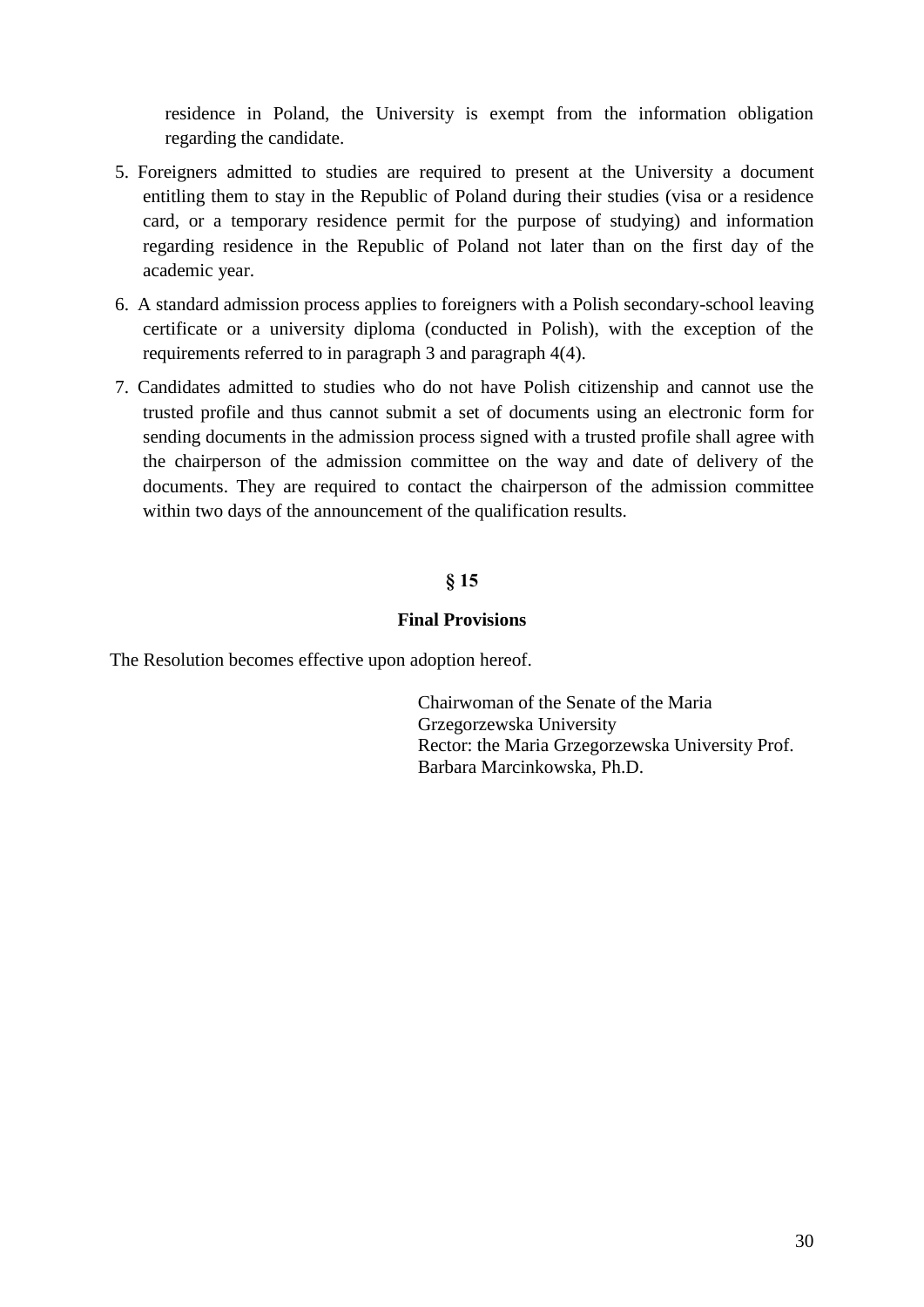residence in Poland, the University is exempt from the information obligation regarding the candidate.

5. Foreigners admitted to studies are required to present at the University a document entitling them to stay in the Republic of Poland during their studies (visa or a residence card, or a temporary residence permit for the purpose of studying) and information regarding residence in the Republic of Poland not later than on the first day of the academic year.
6. A standard admission process applies to foreigners with a Polish secondary-school leaving certificate or a university diploma (conducted in Polish), with the exception of the requirements referred to in paragraph 3 and paragraph 4(4).
7. Candidates admitted to studies who do not have Polish citizenship and cannot use the trusted profile and thus cannot submit a set of documents using an electronic form for sending documents in the admission process signed with a trusted profile shall agree with the chairperson of the admission committee on the way and date of delivery of the documents. They are required to contact the chairperson of the admission committee within two days of the announcement of the qualification results.

## § 15

## Final Provisions

The Resolution becomes effective upon adoption hereof.

Chairwoman of the Senate of the Maria Grzegorzewska University
Rector: the Maria Grzegorzewska University Prof. Barbara Marcinkowska, Ph.D.